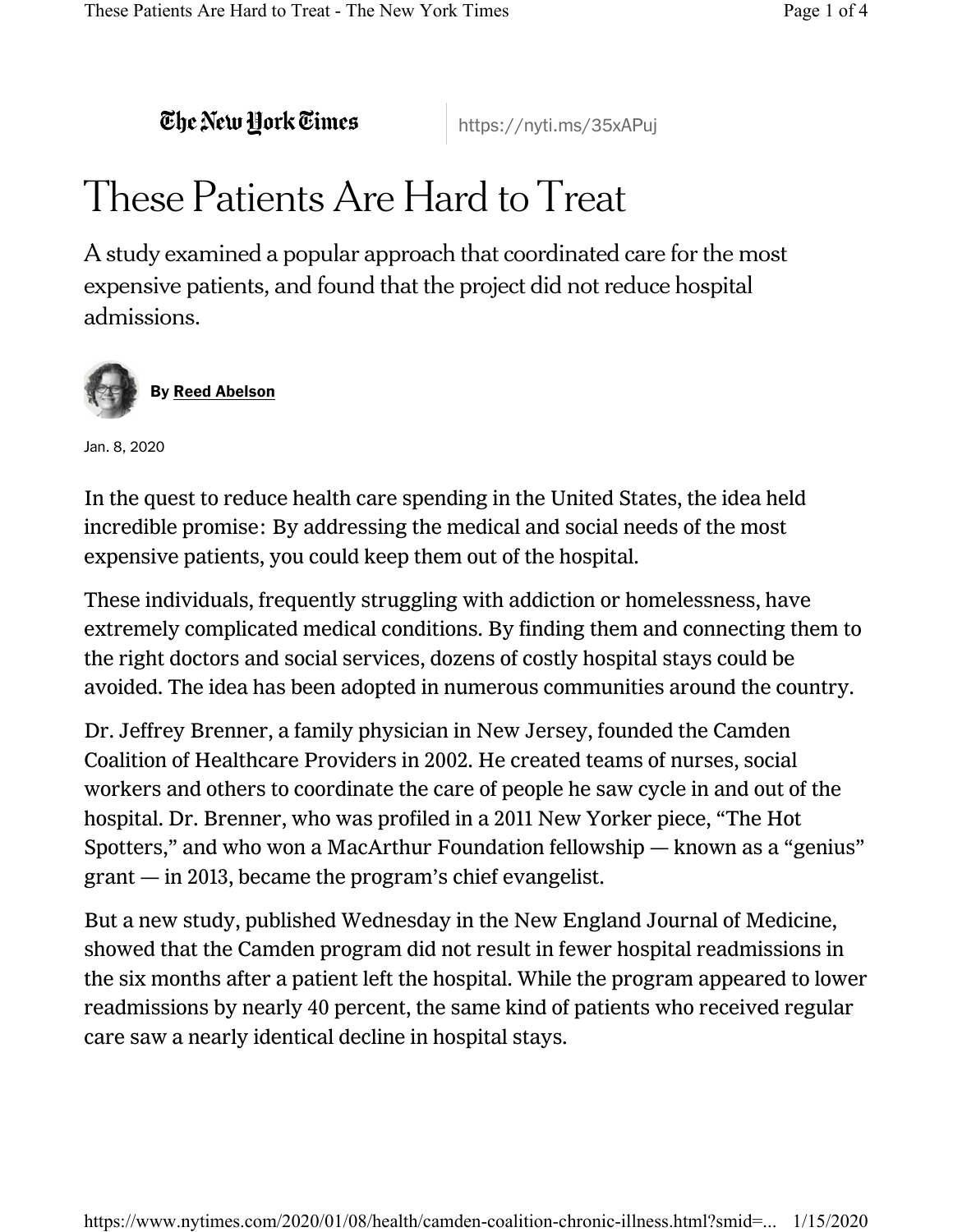The New York Times https://nyti.ms/35xAPuj

# These Patients Are Hard to Treat

A study examined a popular approach that coordinated care for the most expensive patients, and found that the project did not reduce hospital admissions.

**By Reed Abelson**

Jan. 8, 2020

In the quest to reduce health care spending in the United States, the idea held incredible promise: By addressing the medical and social needs of the most expensive patients, you could keep them out of the hospital.

These individuals, frequently struggling with addiction or homelessness, have extremely complicated medical conditions. By finding them and connecting them to the right doctors and social services, dozens of costly hospital stays could be avoided. The idea has been adopted in numerous communities around the country.

Dr. Jeffrey Brenner, a family physician in New Jersey, founded the Camden Coalition of Healthcare Providers in 2002. He created teams of nurses, social workers and others to coordinate the care of people he saw cycle in and out of the hospital. Dr. Brenner, who was profiled in a 2011 New Yorker piece, "The Hot Spotters," and who won a MacArthur Foundation fellowship — known as a "genius" grant — in 2013, became the program's chief evangelist.

But a new study, published Wednesday in the New England Journal of Medicine, showed that the Camden program did not result in fewer hospital readmissions in the six months after a patient left the hospital. While the program appeared to lower readmissions by nearly 40 percent, the same kind of patients who received regular care saw a nearly identical decline in hospital stays.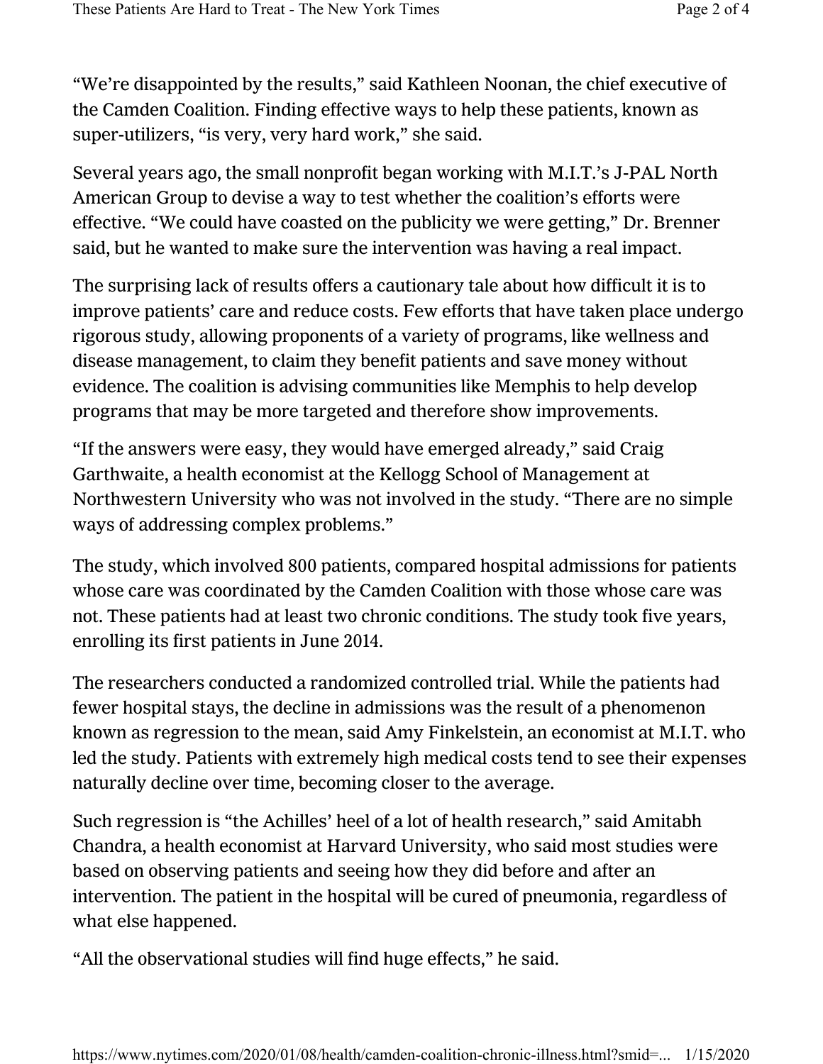“We’re disappointed by the results,” said Kathleen Noonan, the chief executive of the Camden Coalition. Finding effective ways to help these patients, known as super-utilizers, “is very, very hard work,” she said.

Several years ago, the small nonprofit began working with M.I.T.’s J-PAL North American Group to devise a way to test whether the coalition’s efforts were effective. “We could have coasted on the publicity we were getting,” Dr. Brenner said, but he wanted to make sure the intervention was having a real impact.

The surprising lack of results offers a cautionary tale about how difficult it is to improve patients’ care and reduce costs. Few efforts that have taken place undergo rigorous study, allowing proponents of a variety of programs, like wellness and disease management, to claim they benefit patients and save money without evidence. The coalition is advising communities like Memphis to help develop programs that may be more targeted and therefore show improvements.

“If the answers were easy, they would have emerged already,” said Craig Garthwaite, a health economist at the Kellogg School of Management at Northwestern University who was not involved in the study. “There are no simple ways of addressing complex problems.”

The study, which involved 800 patients, compared hospital admissions for patients whose care was coordinated by the Camden Coalition with those whose care was not. These patients had at least two chronic conditions. The study took five years, enrolling its first patients in June 2014.

The researchers conducted a randomized controlled trial. While the patients had fewer hospital stays, the decline in admissions was the result of a phenomenon known as regression to the mean, said Amy Finkelstein, an economist at M.I.T. who led the study. Patients with extremely high medical costs tend to see their expenses naturally decline over time, becoming closer to the average.

Such regression is “the Achilles’ heel of a lot of health research,” said Amitabh Chandra, a health economist at Harvard University, who said most studies were based on observing patients and seeing how they did before and after an intervention. The patient in the hospital will be cured of pneumonia, regardless of what else happened.

“All the observational studies will find huge effects,” he said.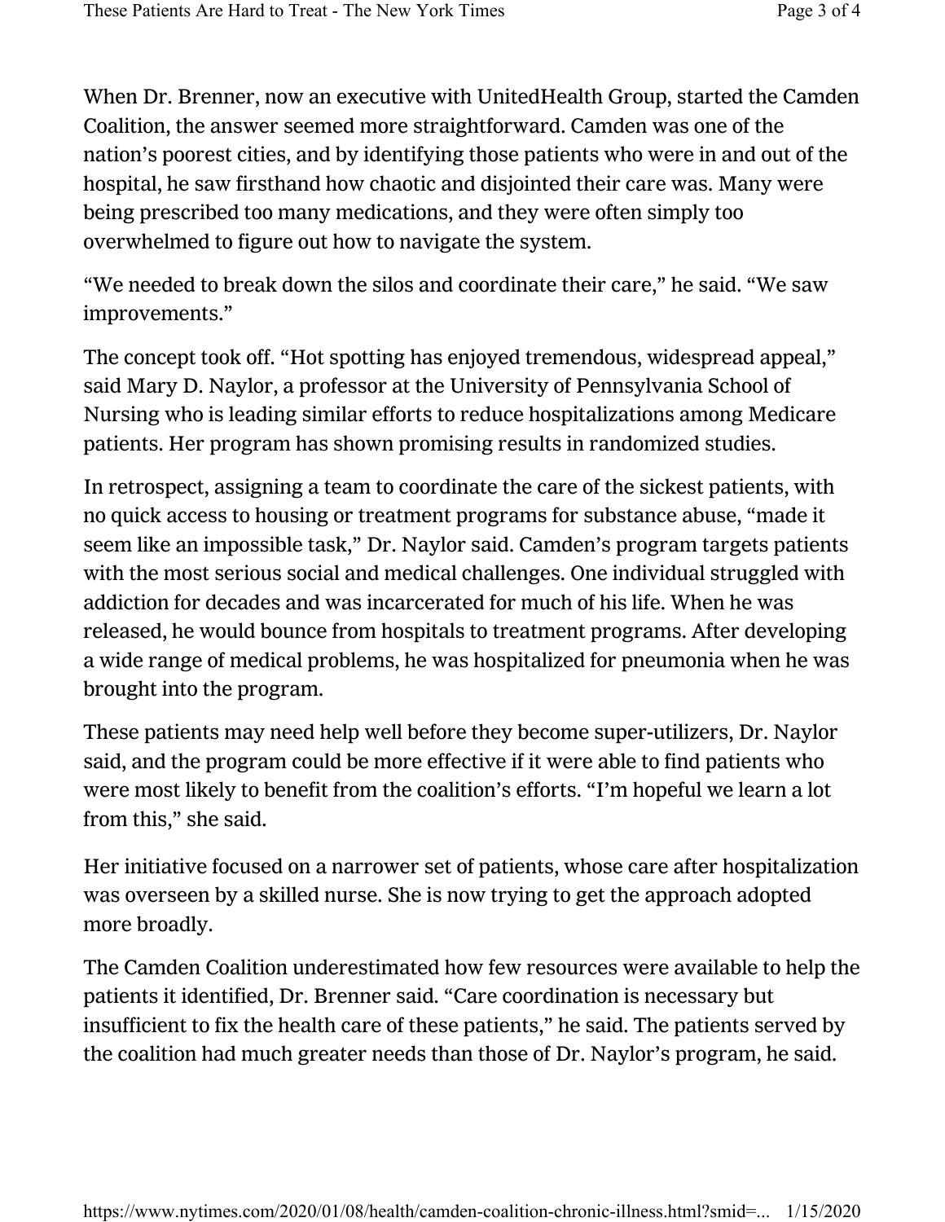When Dr. Brenner, now an executive with UnitedHealth Group, started the Camden Coalition, the answer seemed more straightforward. Camden was one of the nation's poorest cities, and by identifying those patients who were in and out of the hospital, he saw firsthand how chaotic and disjointed their care was. Many were being prescribed too many medications, and they were often simply too overwhelmed to figure out how to navigate the system.

"We needed to break down the silos and coordinate their care," he said. "We saw improvements."

The concept took off. "Hot spotting has enjoyed tremendous, widespread appeal," said Mary D. Naylor, a professor at the University of Pennsylvania School of Nursing who is leading similar efforts to reduce hospitalizations among Medicare patients. Her program has shown promising results in randomized studies.

In retrospect, assigning a team to coordinate the care of the sickest patients, with no quick access to housing or treatment programs for substance abuse, "made it seem like an impossible task," Dr. Naylor said. Camden's program targets patients with the most serious social and medical challenges. One individual struggled with addiction for decades and was incarcerated for much of his life. When he was released, he would bounce from hospitals to treatment programs. After developing a wide range of medical problems, he was hospitalized for pneumonia when he was brought into the program.

These patients may need help well before they become super-utilizers, Dr. Naylor said, and the program could be more effective if it were able to find patients who were most likely to benefit from the coalition's efforts. "I'm hopeful we learn a lot from this," she said.

Her initiative focused on a narrower set of patients, whose care after hospitalization was overseen by a skilled nurse. She is now trying to get the approach adopted more broadly.

The Camden Coalition underestimated how few resources were available to help the patients it identified, Dr. Brenner said. "Care coordination is necessary but insufficient to fix the health care of these patients," he said. The patients served by the coalition had much greater needs than those of Dr. Naylor's program, he said.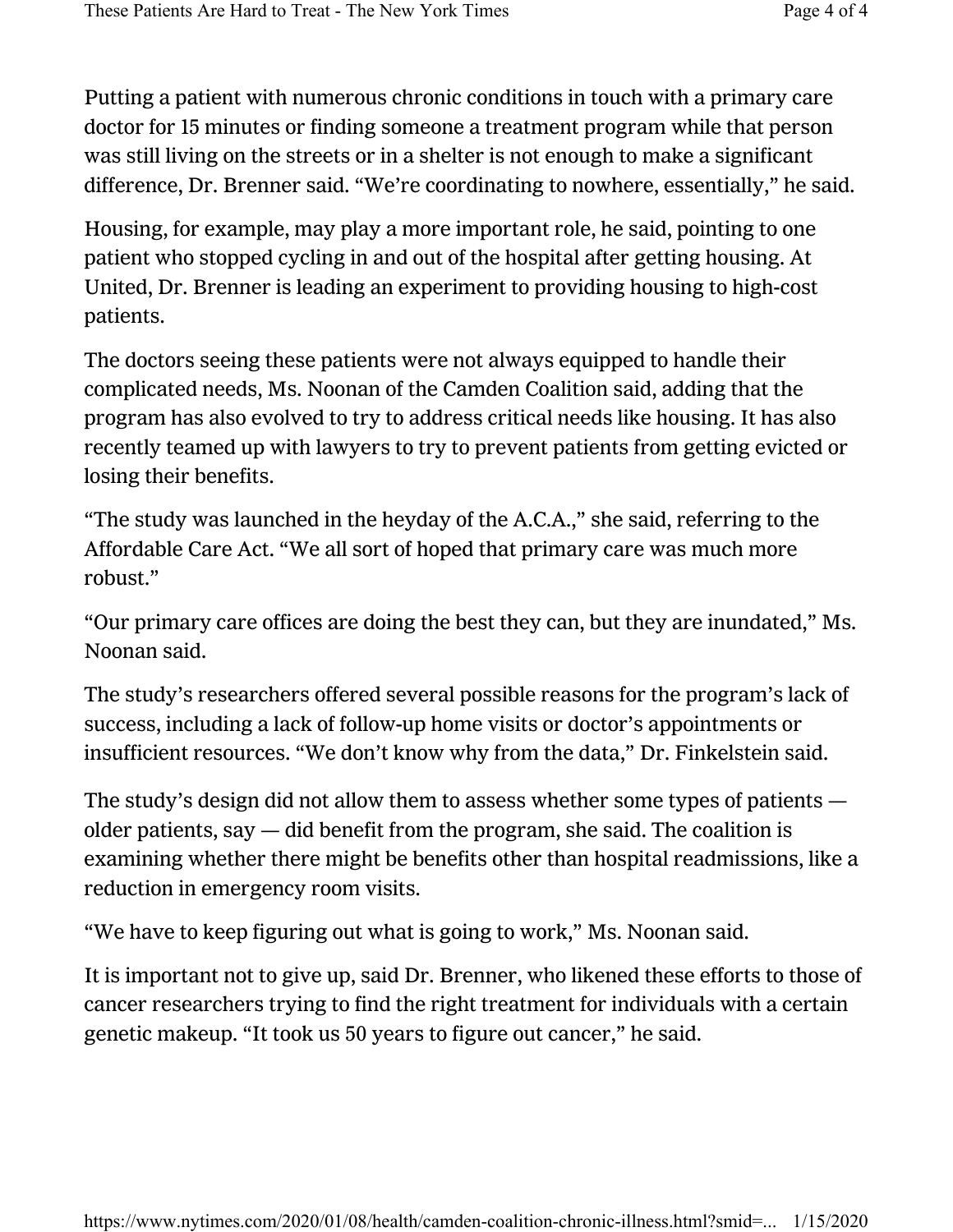Putting a patient with numerous chronic conditions in touch with a primary care doctor for 15 minutes or finding someone a treatment program while that person was still living on the streets or in a shelter is not enough to make a significant difference, Dr. Brenner said. "We're coordinating to nowhere, essentially," he said.

Housing, for example, may play a more important role, he said, pointing to one patient who stopped cycling in and out of the hospital after getting housing. At United, Dr. Brenner is leading an experiment to providing housing to high-cost patients.

The doctors seeing these patients were not always equipped to handle their complicated needs, Ms. Noonan of the Camden Coalition said, adding that the program has also evolved to try to address critical needs like housing. It has also recently teamed up with lawyers to try to prevent patients from getting evicted or losing their benefits.

"The study was launched in the heyday of the A.C.A.," she said, referring to the Affordable Care Act. "We all sort of hoped that primary care was much more robust."

"Our primary care offices are doing the best they can, but they are inundated," Ms. Noonan said.

The study's researchers offered several possible reasons for the program's lack of success, including a lack of follow-up home visits or doctor's appointments or insufficient resources. "We don't know why from the data," Dr. Finkelstein said.

The study's design did not allow them to assess whether some types of patients — older patients, say — did benefit from the program, she said. The coalition is examining whether there might be benefits other than hospital readmissions, like a reduction in emergency room visits.

"We have to keep figuring out what is going to work," Ms. Noonan said.

It is important not to give up, said Dr. Brenner, who likened these efforts to those of cancer researchers trying to find the right treatment for individuals with a certain genetic makeup. "It took us 50 years to figure out cancer," he said.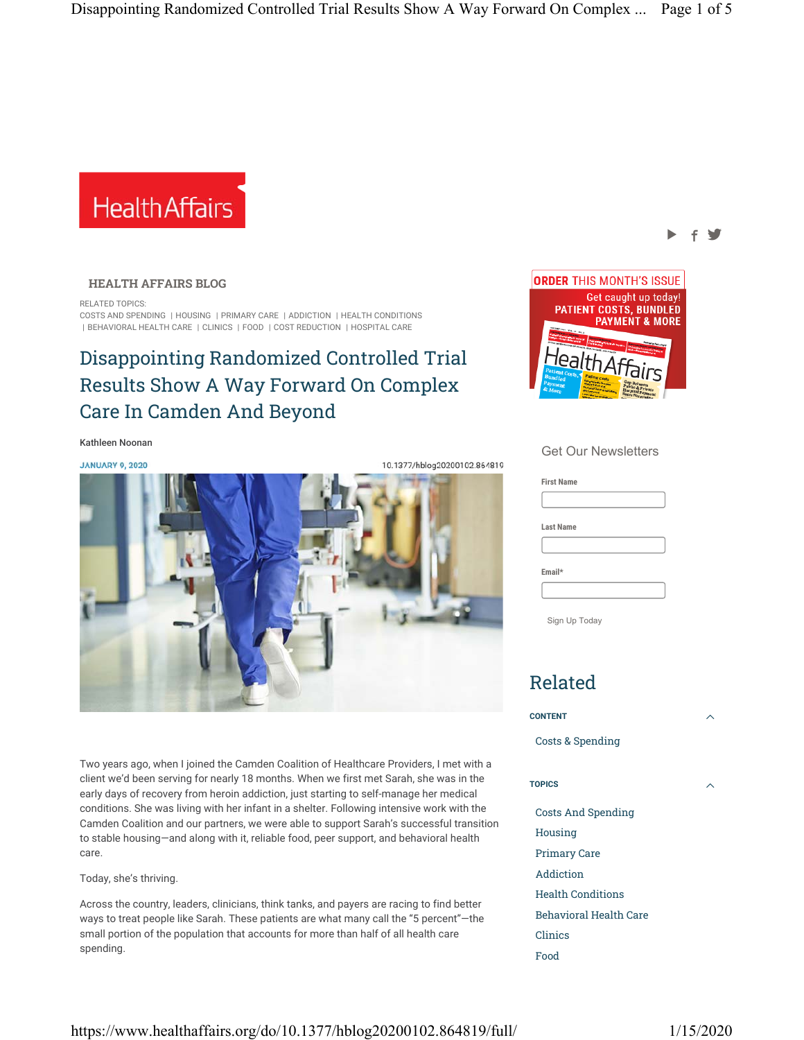HEALTH AFFAIRS BLOG

RELATED TOPICS:
COSTS AND SPENDING | HOUSING | PRIMARY CARE | ADDICTION | HEALTH CONDITIONS | BEHAVIORAL HEALTH CARE | CLINICS | FOOD | COST REDUCTION | HOSPITAL CARE

# Disappointing Randomized Controlled Trial Results Show A Way Forward On Complex Care In Camden And Beyond

Kathleen Noonan

JANUARY 9, 2020

10.1377/hblog20200102.864819

Two years ago, when I joined the Camden Coalition of Healthcare Providers, I met with a client we'd been serving for nearly 18 months. When we first met Sarah, she was in the early days of recovery from heroin addiction, just starting to self-manage her medical conditions. She was living with her infant in a shelter. Following intensive work with the Camden Coalition and our partners, we were able to support Sarah's successful transition to stable housing—and along with it, reliable food, peer support, and behavioral health care.

Today, she's thriving.

Across the country, leaders, clinicians, think tanks, and payers are racing to find better ways to treat people like Sarah. These patients are what many call the "5 percent"—the small portion of the population that accounts for more than half of all health care spending.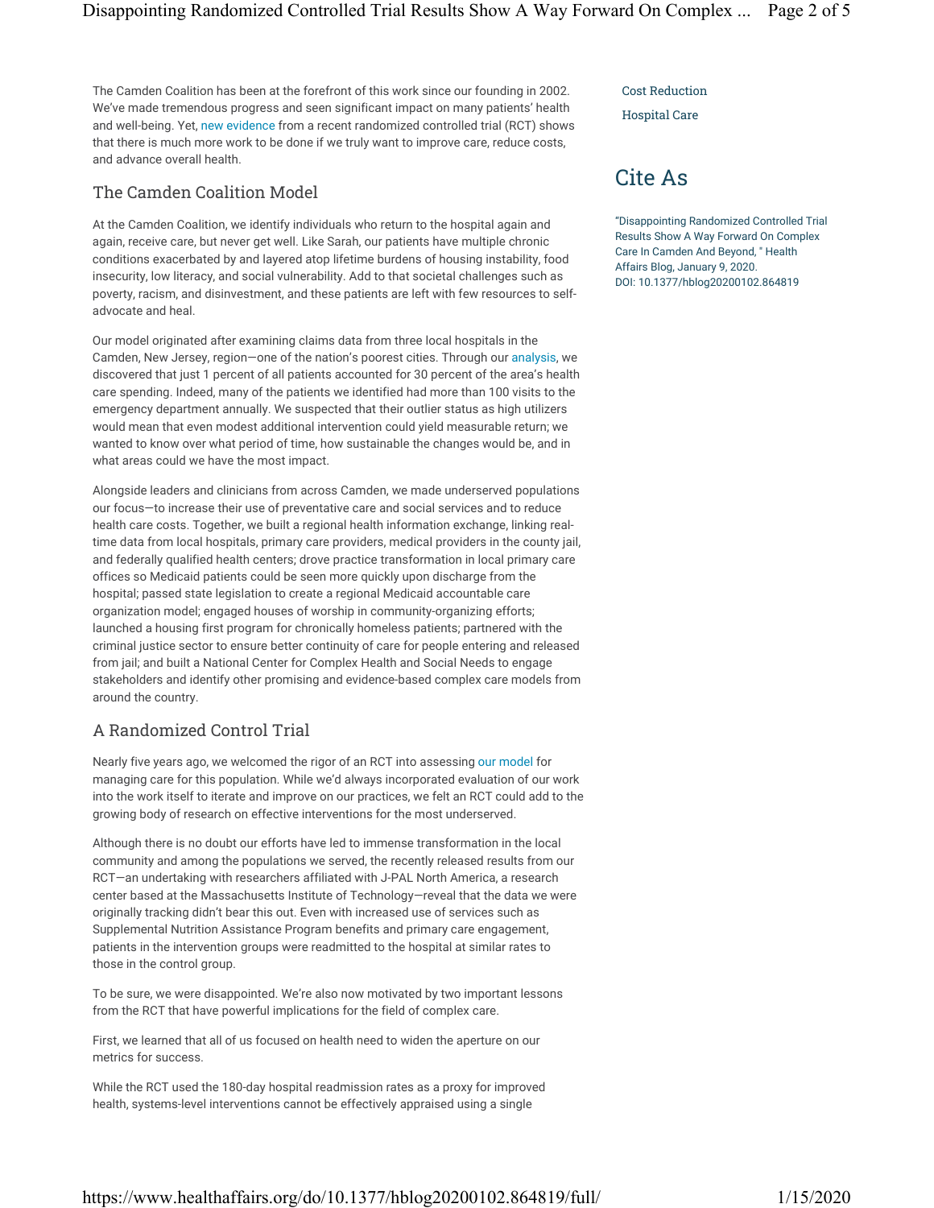The Camden Coalition has been at the forefront of this work since our founding in 2002. We've made tremendous progress and seen significant impact on many patients' health and well-being. Yet, new evidence from a recent randomized controlled trial (RCT) shows that there is much more work to be done if we truly want to improve care, reduce costs, and advance overall health.

## The Camden Coalition Model

At the Camden Coalition, we identify individuals who return to the hospital again and again, receive care, but never get well. Like Sarah, our patients have multiple chronic conditions exacerbated by and layered atop lifetime burdens of housing instability, food insecurity, low literacy, and social vulnerability. Add to that societal challenges such as poverty, racism, and disinvestment, and these patients are left with few resources to self-advocate and heal.

Our model originated after examining claims data from three local hospitals in the Camden, New Jersey, region—one of the nation's poorest cities. Through our analysis, we discovered that just 1 percent of all patients accounted for 30 percent of the area's health care spending. Indeed, many of the patients we identified had more than 100 visits to the emergency department annually. We suspected that their outlier status as high utilizers would mean that even modest additional intervention could yield measurable return; we wanted to know over what period of time, how sustainable the changes would be, and in what areas could we have the most impact.

Alongside leaders and clinicians from across Camden, we made underserved populations our focus—to increase their use of preventative care and social services and to reduce health care costs. Together, we built a regional health information exchange, linking real-time data from local hospitals, primary care providers, medical providers in the county jail, and federally qualified health centers; drove practice transformation in local primary care offices so Medicaid patients could be seen more quickly upon discharge from the hospital; passed state legislation to create a regional Medicaid accountable care organization model; engaged houses of worship in community-organizing efforts; launched a housing first program for chronically homeless patients; partnered with the criminal justice sector to ensure better continuity of care for people entering and released from jail; and built a National Center for Complex Health and Social Needs to engage stakeholders and identify other promising and evidence-based complex care models from around the country.

## A Randomized Control Trial

Nearly five years ago, we welcomed the rigor of an RCT into assessing our model for managing care for this population. While we'd always incorporated evaluation of our work into the work itself to iterate and improve on our practices, we felt an RCT could add to the growing body of research on effective interventions for the most underserved.

Although there is no doubt our efforts have led to immense transformation in the local community and among the populations we served, the recently released results from our RCT—an undertaking with researchers affiliated with J-PAL North America, a research center based at the Massachusetts Institute of Technology—reveal that the data we were originally tracking didn't bear this out. Even with increased use of services such as Supplemental Nutrition Assistance Program benefits and primary care engagement, patients in the intervention groups were readmitted to the hospital at similar rates to those in the control group.

To be sure, we were disappointed. We're also now motivated by two important lessons from the RCT that have powerful implications for the field of complex care.

First, we learned that all of us focused on health need to widen the aperture on our metrics for success.

While the RCT used the 180-day hospital readmission rates as a proxy for improved health, systems-level interventions cannot be effectively appraised using a single

Cost Reduction

Hospital Care

## Cite As

"Disappointing Randomized Controlled Trial Results Show A Way Forward On Complex Care In Camden And Beyond, " Health Affairs Blog, January 9, 2020.
DOI: 10.1377/hblog20200102.864819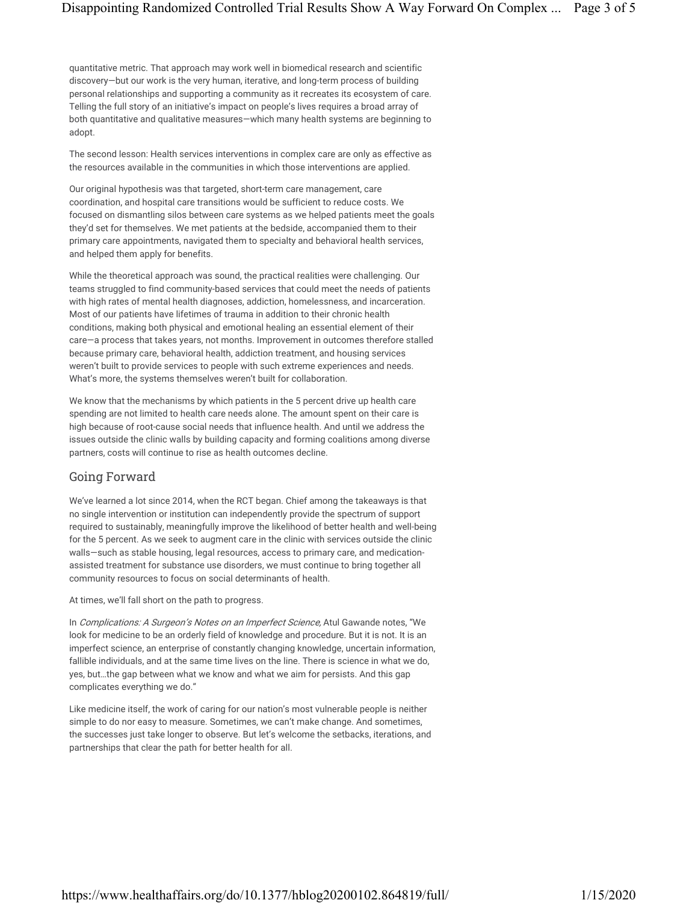quantitative metric. That approach may work well in biomedical research and scientific discovery—but our work is the very human, iterative, and long-term process of building personal relationships and supporting a community as it recreates its ecosystem of care. Telling the full story of an initiative's impact on people's lives requires a broad array of both quantitative and qualitative measures—which many health systems are beginning to adopt.

The second lesson: Health services interventions in complex care are only as effective as the resources available in the communities in which those interventions are applied.

Our original hypothesis was that targeted, short-term care management, care coordination, and hospital care transitions would be sufficient to reduce costs. We focused on dismantling silos between care systems as we helped patients meet the goals they'd set for themselves. We met patients at the bedside, accompanied them to their primary care appointments, navigated them to specialty and behavioral health services, and helped them apply for benefits.

While the theoretical approach was sound, the practical realities were challenging. Our teams struggled to find community-based services that could meet the needs of patients with high rates of mental health diagnoses, addiction, homelessness, and incarceration. Most of our patients have lifetimes of trauma in addition to their chronic health conditions, making both physical and emotional healing an essential element of their care—a process that takes years, not months. Improvement in outcomes therefore stalled because primary care, behavioral health, addiction treatment, and housing services weren't built to provide services to people with such extreme experiences and needs. What's more, the systems themselves weren't built for collaboration.

We know that the mechanisms by which patients in the 5 percent drive up health care spending are not limited to health care needs alone. The amount spent on their care is high because of root-cause social needs that influence health. And until we address the issues outside the clinic walls by building capacity and forming coalitions among diverse partners, costs will continue to rise as health outcomes decline.

## Going Forward

We've learned a lot since 2014, when the RCT began. Chief among the takeaways is that no single intervention or institution can independently provide the spectrum of support required to sustainably, meaningfully improve the likelihood of better health and well-being for the 5 percent. As we seek to augment care in the clinic with services outside the clinic walls—such as stable housing, legal resources, access to primary care, and medication-assisted treatment for substance use disorders, we must continue to bring together all community resources to focus on social determinants of health.

At times, we'll fall short on the path to progress.

In *Complications: A Surgeon's Notes on an Imperfect Science,* Atul Gawande notes, "We look for medicine to be an orderly field of knowledge and procedure. But it is not. It is an imperfect science, an enterprise of constantly changing knowledge, uncertain information, fallible individuals, and at the same time lives on the line. There is science in what we do, yes, but…the gap between what we know and what we aim for persists. And this gap complicates everything we do."

Like medicine itself, the work of caring for our nation's most vulnerable people is neither simple to do nor easy to measure. Sometimes, we can't make change. And sometimes, the successes just take longer to observe. But let's welcome the setbacks, iterations, and partnerships that clear the path for better health for all.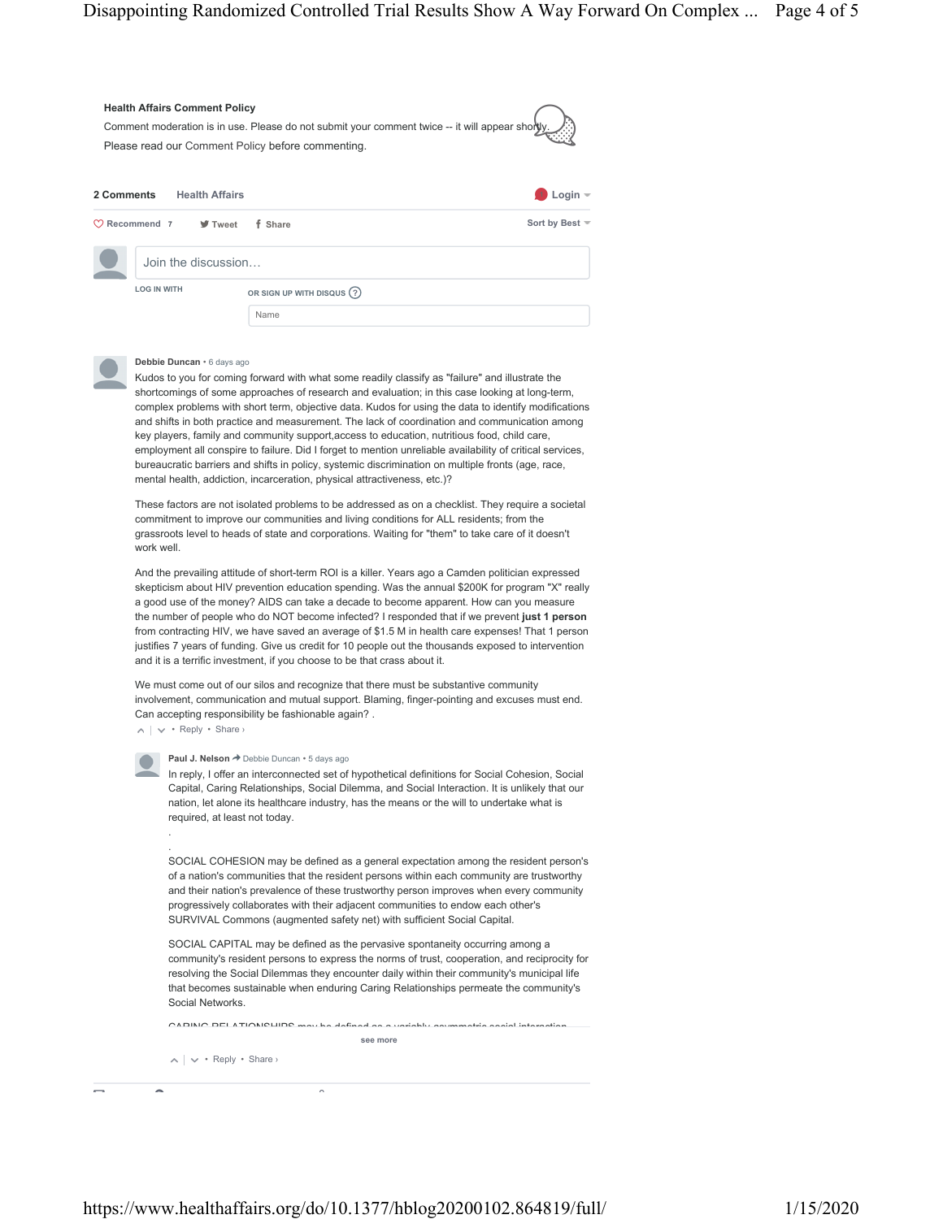**Health Affairs Comment Policy**

Comment moderation is in use. Please do not submit your comment twice -- it will appear shortly.

Please read our Comment Policy before commenting.

**2 Comments** Health Affairs Login

Recommend 7 Tweet Share Sort by Best

Join the discussion…

LOG IN WITH OR SIGN UP WITH DISQUS

Name

**Debbie Duncan** • 6 days ago

Kudos to you for coming forward with what some readily classify as "failure" and illustrate the shortcomings of some approaches of research and evaluation; in this case looking at long-term, complex problems with short term, objective data. Kudos for using the data to identify modifications and shifts in both practice and measurement. The lack of coordination and communication among key players, family and community support,access to education, nutritious food, child care, employment all conspire to failure. Did I forget to mention unreliable availability of critical services, bureaucratic barriers and shifts in policy, systemic discrimination on multiple fronts (age, race, mental health, addiction, incarceration, physical attractiveness, etc.)?

These factors are not isolated problems to be addressed as on a checklist. They require a societal commitment to improve our communities and living conditions for ALL residents; from the grassroots level to heads of state and corporations. Waiting for "them" to take care of it doesn't work well.

And the prevailing attitude of short-term ROI is a killer. Years ago a Camden politician expressed skepticism about HIV prevention education spending. Was the annual $200K for program "X" really a good use of the money? AIDS can take a decade to become apparent. How can you measure the number of people who do NOT become infected? I responded that if we prevent **just 1 person** from contracting HIV, we have saved an average of $1.5 M in health care expenses! That 1 person justifies 7 years of funding. Give us credit for 10 people out the thousands exposed to intervention and it is a terrific investment, if you choose to be that crass about it.

We must come out of our silos and recognize that there must be substantive community involvement, communication and mutual support. Blaming, finger-pointing and excuses must end. Can accepting responsibility be fashionable again? .

Reply • Share ›

**Paul J. Nelson** → Debbie Duncan • 5 days ago

In reply, I offer an interconnected set of hypothetical definitions for Social Cohesion, Social Capital, Caring Relationships, Social Dilemma, and Social Interaction. It is unlikely that our nation, let alone its healthcare industry, has the means or the will to undertake what is required, at least not today.

.

.

SOCIAL COHESION may be defined as a general expectation among the resident person's of a nation's communities that the resident persons within each community are trustworthy and their nation's prevalence of these trustworthy person improves when every community progressively collaborates with their adjacent communities to endow each other's SURVIVAL Commons (augmented safety net) with sufficient Social Capital.

SOCIAL CAPITAL may be defined as the pervasive spontaneity occurring among a community's resident persons to express the norms of trust, cooperation, and reciprocity for resolving the Social Dilemmas they encounter daily within their community's municipal life that becomes sustainable when enduring Caring Relationships permeate the community's Social Networks.

see more

Reply • Share ›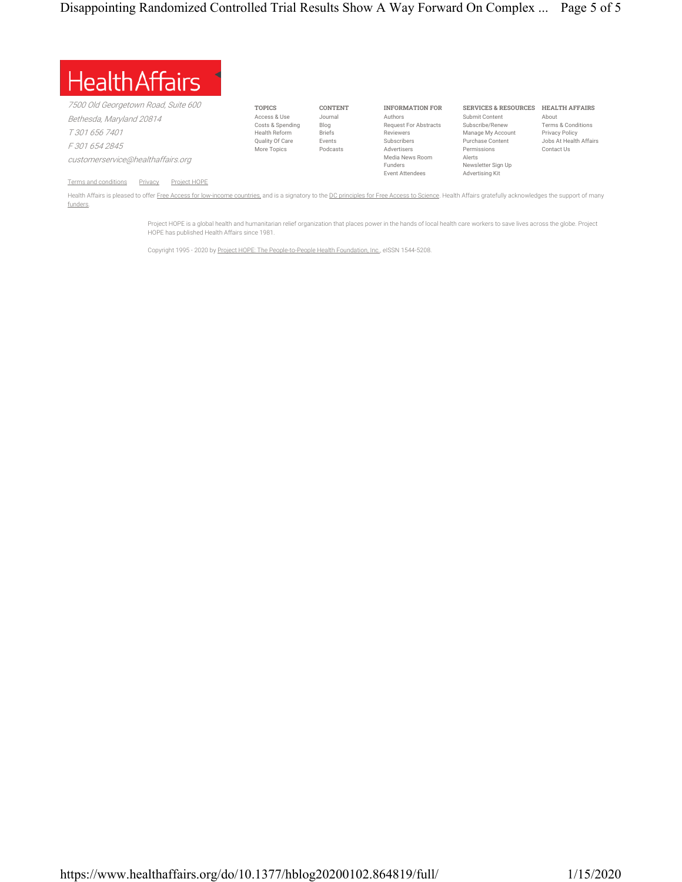Health Affairs

*7500 Old Georgetown Road, Suite 600*
*Bethesda, Maryland 20814*
*T 301 656 7401*
*F 301 654 2845*
*customerservice@healthaffairs.org*

**TOPICS**
- Access & Use
- Costs & Spending
- Health Reform
- Quality Of Care
- More Topics

**CONTENT**
- Journal
- Blog
- Briefs
- Events
- Podcasts

**INFORMATION FOR**
- Authors
- Request For Abstracts
- Reviewers
- Subscribers
- Advertisers
- Media News Room
- Funders
- Event Attendees

**SERVICES & RESOURCES**
- Submit Content
- Subscribe/Renew
- Manage My Account
- Purchase Content
- Permissions
- Alerts
- Newsletter Sign Up
- Advertising Kit

**HEALTH AFFAIRS**
- About
- Terms & Conditions
- Privacy Policy
- Jobs At Health Affairs
- Contact Us

Terms and conditions Privacy Project HOPE

Health Affairs is pleased to offer Free Access for low-income countries, and is a signatory to the DC principles for Free Access to Science. Health Affairs gratefully acknowledges the support of many funders.

Project HOPE is a global health and humanitarian relief organization that places power in the hands of local health care workers to save lives across the globe. Project HOPE has published Health Affairs since 1981.

Copyright 1995 - 2020 by Project HOPE: The People-to-People Health Foundation, Inc., eISSN 1544-5208.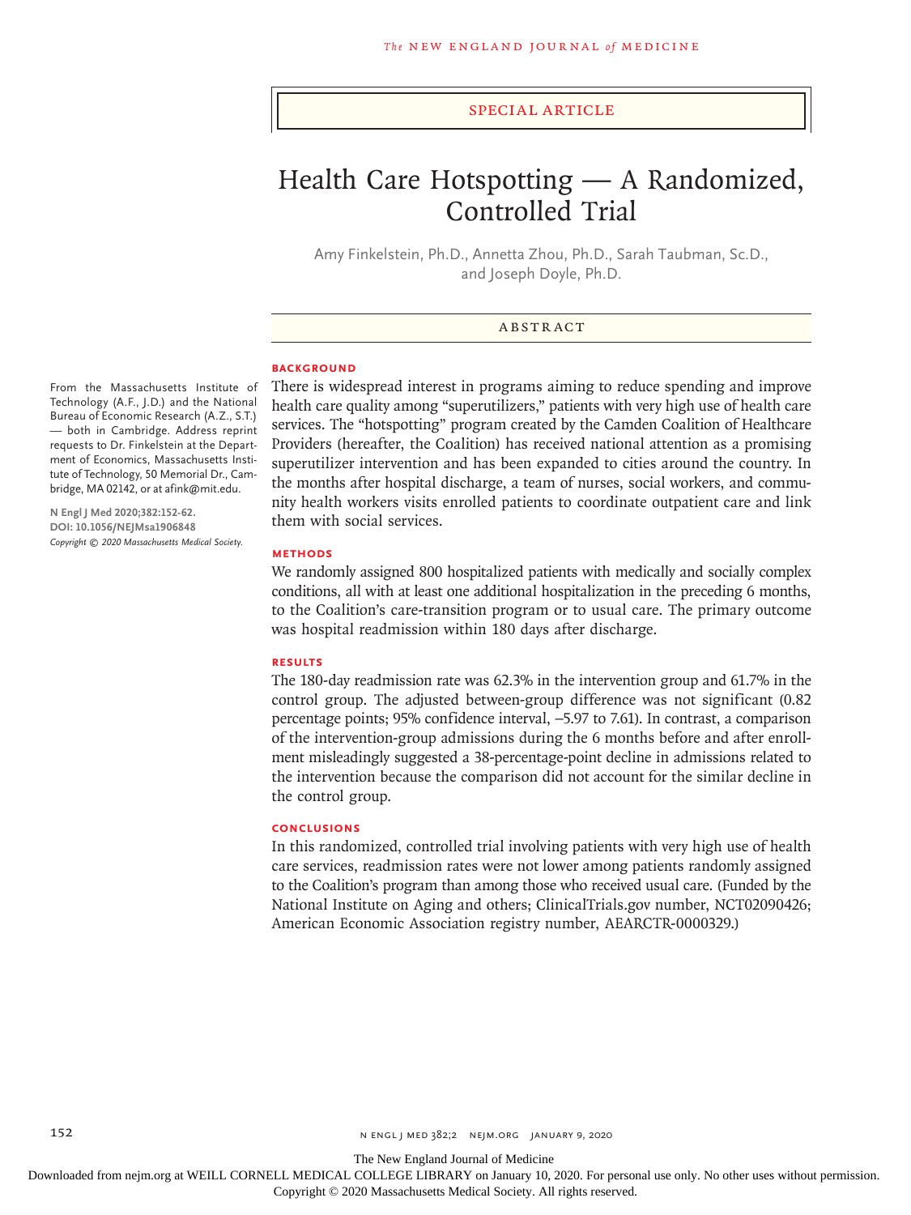SPECIAL ARTICLE

# Health Care Hotspotting — A Randomized, Controlled Trial

Amy Finkelstein, Ph.D., Annetta Zhou, Ph.D., Sarah Taubman, Sc.D., and Joseph Doyle, Ph.D.

## ABSTRACT

### BACKGROUND

There is widespread interest in programs aiming to reduce spending and improve health care quality among "superutilizers," patients with very high use of health care services. The "hotspotting" program created by the Camden Coalition of Healthcare Providers (hereafter, the Coalition) has received national attention as a promising superutilizer intervention and has been expanded to cities around the country. In the months after hospital discharge, a team of nurses, social workers, and community health workers visits enrolled patients to coordinate outpatient care and link them with social services.

### METHODS

We randomly assigned 800 hospitalized patients with medically and socially complex conditions, all with at least one additional hospitalization in the preceding 6 months, to the Coalition's care-transition program or to usual care. The primary outcome was hospital readmission within 180 days after discharge.

### RESULTS

The 180-day readmission rate was 62.3% in the intervention group and 61.7% in the control group. The adjusted between-group difference was not significant (0.82 percentage points; 95% confidence interval, −5.97 to 7.61). In contrast, a comparison of the intervention-group admissions during the 6 months before and after enrollment misleadingly suggested a 38-percentage-point decline in admissions related to the intervention because the comparison did not account for the similar decline in the control group.

### CONCLUSIONS

In this randomized, controlled trial involving patients with very high use of health care services, readmission rates were not lower among patients randomly assigned to the Coalition's program than among those who received usual care. (Funded by the National Institute on Aging and others; ClinicalTrials.gov number, NCT02090426; American Economic Association registry number, AEARCTR-0000329.)

From the Massachusetts Institute of Technology (A.F., J.D.) and the National Bureau of Economic Research (A.Z., S.T.) — both in Cambridge. Address reprint requests to Dr. Finkelstein at the Department of Economics, Massachusetts Institute of Technology, 50 Memorial Dr., Cambridge, MA 02142, or at afink@mit.edu.

**N Engl J Med 2020;382:152-62.**
**DOI: 10.1056/NEJMsa1906848**
*Copyright © 2020 Massachusetts Medical Society.*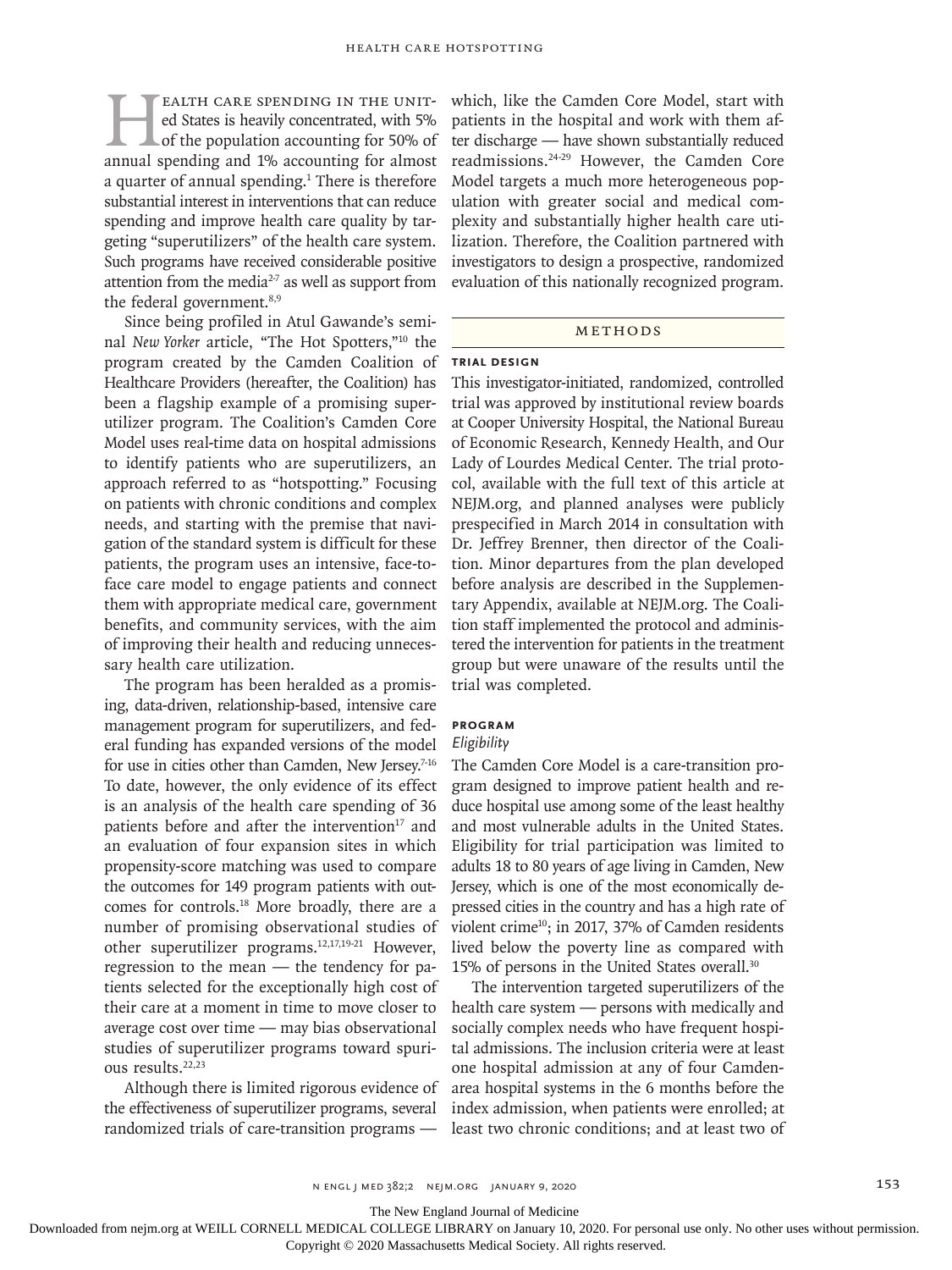Health care spending in the United States is heavily concentrated, with 5% of the population accounting for 50% of annual spending and 1% accounting for almost a quarter of annual spending.[1] There is therefore substantial interest in interventions that can reduce spending and improve health care quality by targeting "superutilizers" of the health care system. Such programs have received considerable positive attention from the media[2-7] as well as support from the federal government.[8,9]

Since being profiled in Atul Gawande's seminal *New Yorker* article, "The Hot Spotters,"[10] the program created by the Camden Coalition of Healthcare Providers (hereafter, the Coalition) has been a flagship example of a promising superutilizer program. The Coalition's Camden Core Model uses real-time data on hospital admissions to identify patients who are superutilizers, an approach referred to as "hotspotting." Focusing on patients with chronic conditions and complex needs, and starting with the premise that navigation of the standard system is difficult for these patients, the program uses an intensive, face-to-face care model to engage patients and connect them with appropriate medical care, government benefits, and community services, with the aim of improving their health and reducing unnecessary health care utilization.

The program has been heralded as a promising, data-driven, relationship-based, intensive care management program for superutilizers, and federal funding has expanded versions of the model for use in cities other than Camden, New Jersey.[7-16] To date, however, the only evidence of its effect is an analysis of the health care spending of 36 patients before and after the intervention[17] and an evaluation of four expansion sites in which propensity-score matching was used to compare the outcomes for 149 program patients with outcomes for controls.[18] More broadly, there are a number of promising observational studies of other superutilizer programs.[12,17,19-21] However, regression to the mean — the tendency for patients selected for the exceptionally high cost of their care at a moment in time to move closer to average cost over time — may bias observational studies of superutilizer programs toward spurious results.[22,23]

Although there is limited rigorous evidence of the effectiveness of superutilizer programs, several randomized trials of care-transition programs — which, like the Camden Core Model, start with patients in the hospital and work with them after discharge — have shown substantially reduced readmissions.[24-29] However, the Camden Core Model targets a much more heterogeneous population with greater social and medical complexity and substantially higher health care utilization. Therefore, the Coalition partnered with investigators to design a prospective, randomized evaluation of this nationally recognized program.

## Methods

### Trial Design

This investigator-initiated, randomized, controlled trial was approved by institutional review boards at Cooper University Hospital, the National Bureau of Economic Research, Kennedy Health, and Our Lady of Lourdes Medical Center. The trial protocol, available with the full text of this article at NEJM.org, and planned analyses were publicly prespecified in March 2014 in consultation with Dr. Jeffrey Brenner, then director of the Coalition. Minor departures from the plan developed before analysis are described in the Supplementary Appendix, available at NEJM.org. The Coalition staff implemented the protocol and administered the intervention for patients in the treatment group but were unaware of the results until the trial was completed.

### Program

*Eligibility*

The Camden Core Model is a care-transition program designed to improve patient health and reduce hospital use among some of the least healthy and most vulnerable adults in the United States. Eligibility for trial participation was limited to adults 18 to 80 years of age living in Camden, New Jersey, which is one of the most economically depressed cities in the country and has a high rate of violent crime[10]; in 2017, 37% of Camden residents lived below the poverty line as compared with 15% of persons in the United States overall.[30]

The intervention targeted superutilizers of the health care system — persons with medically and socially complex needs who have frequent hospital admissions. The inclusion criteria were at least one hospital admission at any of four Camden-area hospital systems in the 6 months before the index admission, when patients were enrolled; at least two chronic conditions; and at least two of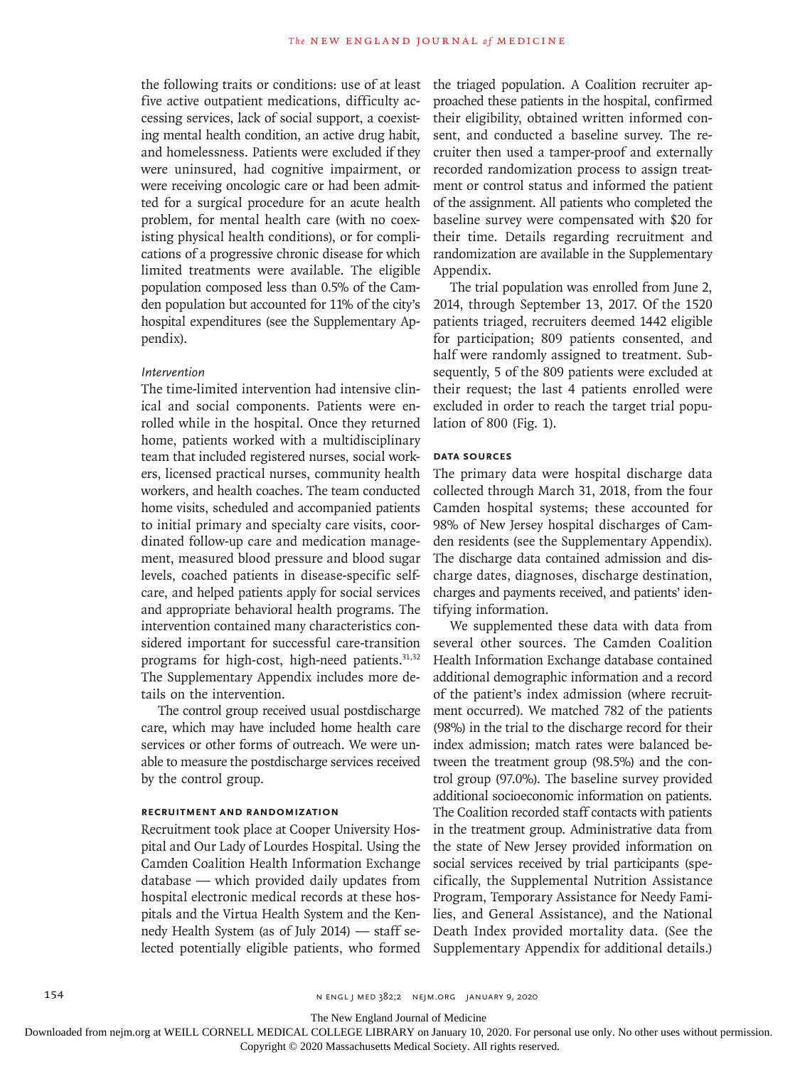the following traits or conditions: use of at least five active outpatient medications, difficulty accessing services, lack of social support, a coexisting mental health condition, an active drug habit, and homelessness. Patients were excluded if they were uninsured, had cognitive impairment, or were receiving oncologic care or had been admitted for a surgical procedure for an acute health problem, for mental health care (with no coexisting physical health conditions), or for complications of a progressive chronic disease for which limited treatments were available. The eligible population composed less than 0.5% of the Camden population but accounted for 11% of the city's hospital expenditures (see the Supplementary Appendix).

### *Intervention*

The time-limited intervention had intensive clinical and social components. Patients were enrolled while in the hospital. Once they returned home, patients worked with a multidisciplinary team that included registered nurses, social workers, licensed practical nurses, community health workers, and health coaches. The team conducted home visits, scheduled and accompanied patients to initial primary and specialty care visits, coordinated follow-up care and medication management, measured blood pressure and blood sugar levels, coached patients in disease-specific self-care, and helped patients apply for social services and appropriate behavioral health programs. The intervention contained many characteristics considered important for successful care-transition programs for high-cost, high-need patients.[31,32] The Supplementary Appendix includes more details on the intervention.

The control group received usual postdischarge care, which may have included home health care services or other forms of outreach. We were unable to measure the postdischarge services received by the control group.

## RECRUITMENT AND RANDOMIZATION

Recruitment took place at Cooper University Hospital and Our Lady of Lourdes Hospital. Using the Camden Coalition Health Information Exchange database — which provided daily updates from hospital electronic medical records at these hospitals and the Virtua Health System and the Kennedy Health System (as of July 2014) — staff selected potentially eligible patients, who formed the triaged population. A Coalition recruiter approached these patients in the hospital, confirmed their eligibility, obtained written informed consent, and conducted a baseline survey. The recruiter then used a tamper-proof and externally recorded randomization process to assign treatment or control status and informed the patient of the assignment. All patients who completed the baseline survey were compensated with $20 for their time. Details regarding recruitment and randomization are available in the Supplementary Appendix.

The trial population was enrolled from June 2, 2014, through September 13, 2017. Of the 1520 patients triaged, recruiters deemed 1442 eligible for participation; 809 patients consented, and half were randomly assigned to treatment. Subsequently, 5 of the 809 patients were excluded at their request; the last 4 patients enrolled were excluded in order to reach the target trial population of 800 (Fig. 1).

## DATA SOURCES

The primary data were hospital discharge data collected through March 31, 2018, from the four Camden hospital systems; these accounted for 98% of New Jersey hospital discharges of Camden residents (see the Supplementary Appendix). The discharge data contained admission and discharge dates, diagnoses, discharge destination, charges and payments received, and patients' identifying information.

We supplemented these data with data from several other sources. The Camden Coalition Health Information Exchange database contained additional demographic information and a record of the patient's index admission (where recruitment occurred). We matched 782 of the patients (98%) in the trial to the discharge record for their index admission; match rates were balanced between the treatment group (98.5%) and the control group (97.0%). The baseline survey provided additional socioeconomic information on patients. The Coalition recorded staff contacts with patients in the treatment group. Administrative data from the state of New Jersey provided information on social services received by trial participants (specifically, the Supplemental Nutrition Assistance Program, Temporary Assistance for Needy Families, and General Assistance), and the National Death Index provided mortality data. (See the Supplementary Appendix for additional details.)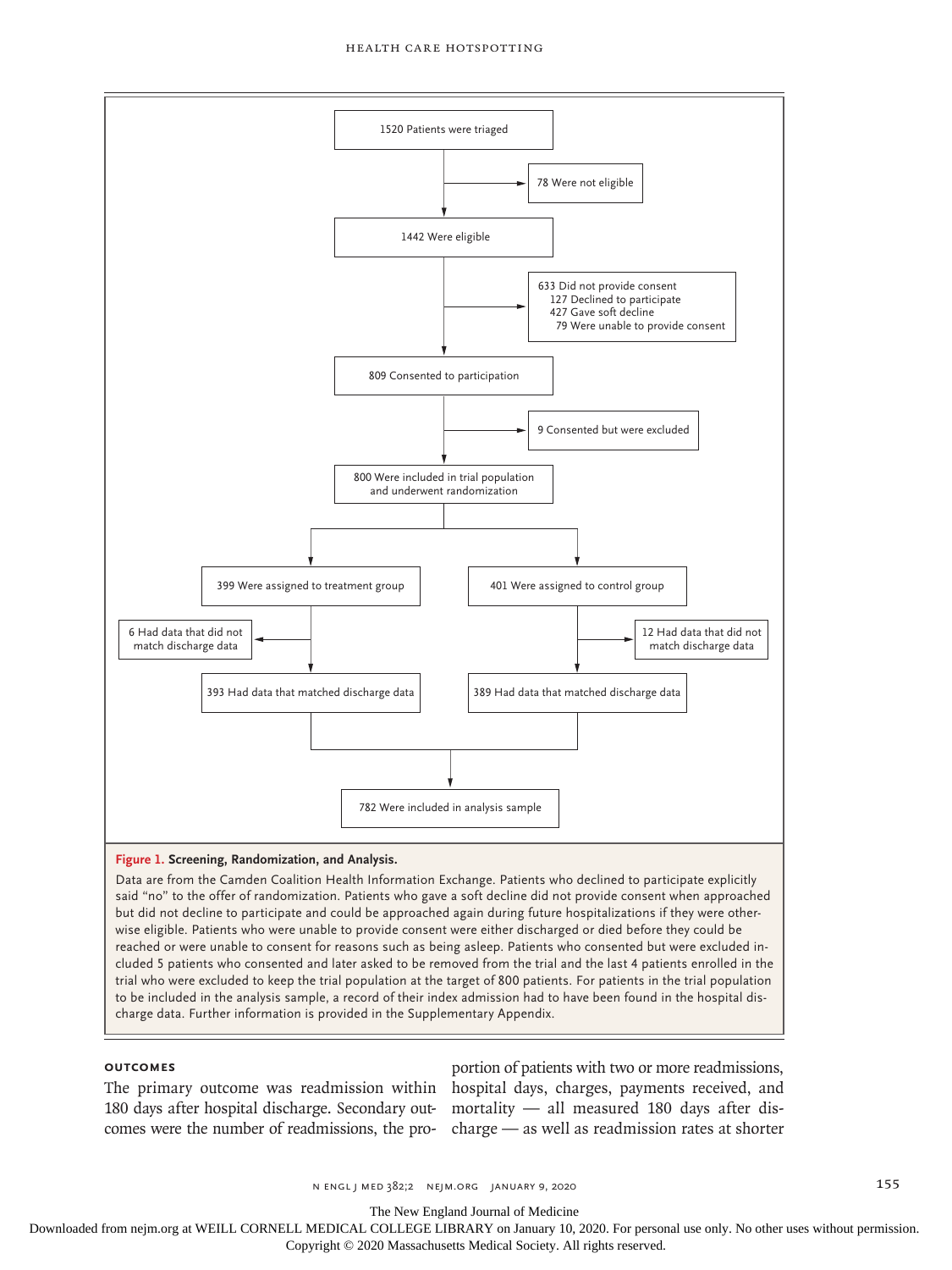1520 Patients were triaged

78 Were not eligible

1442 Were eligible

633 Did not provide consent
127 Declined to participate
427 Gave soft decline
79 Were unable to provide consent

809 Consented to participation

9 Consented but were excluded

800 Were included in trial population and underwent randomization

399 Were assigned to treatment group

401 Were assigned to control group

6 Had data that did not match discharge data

12 Had data that did not match discharge data

393 Had data that matched discharge data

389 Had data that matched discharge data

782 Were included in analysis sample

**Figure 1. Screening, Randomization, and Analysis.**

Data are from the Camden Coalition Health Information Exchange. Patients who declined to participate explicitly said "no" to the offer of randomization. Patients who gave a soft decline did not provide consent when approached but did not decline to participate and could be approached again during future hospitalizations if they were otherwise eligible. Patients who were unable to provide consent were either discharged or died before they could be reached or were unable to consent for reasons such as being asleep. Patients who consented but were excluded included 5 patients who consented and later asked to be removed from the trial and the last 4 patients enrolled in the trial who were excluded to keep the trial population at the target of 800 patients. For patients in the trial population to be included in the analysis sample, a record of their index admission had to have been found in the hospital discharge data. Further information is provided in the Supplementary Appendix.

### OUTCOMES

The primary outcome was readmission within 180 days after hospital discharge. Secondary outcomes were the number of readmissions, the proportion of patients with two or more readmissions, hospital days, charges, payments received, and mortality — all measured 180 days after discharge — as well as readmission rates at shorter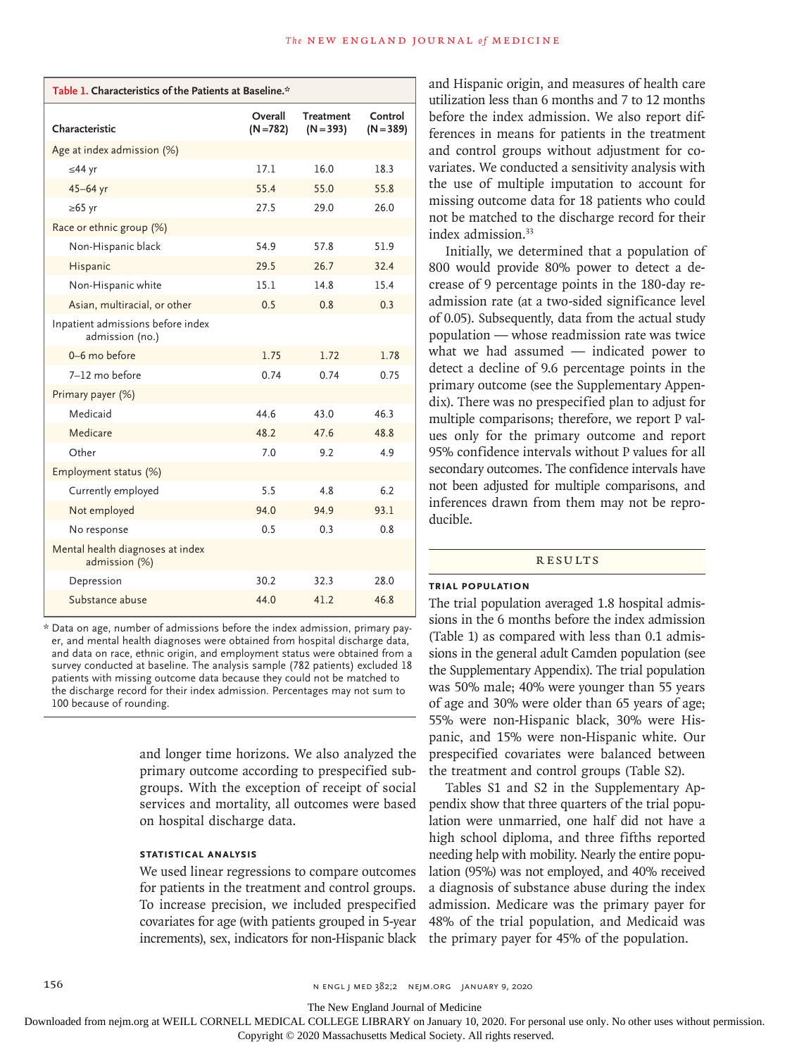**Table 1. Characteristics of the Patients at Baseline.***

| Characteristic | Overall (N=782) | Treatment (N=393) | Control (N=389) |
|---|---|---|---|
| Age at index admission (%) | | | |
| ≤44 yr | 17.1 | 16.0 | 18.3 |
| 45–64 yr | 55.4 | 55.0 | 55.8 |
| ≥65 yr | 27.5 | 29.0 | 26.0 |
| Race or ethnic group (%) | | | |
| Non-Hispanic black | 54.9 | 57.8 | 51.9 |
| Hispanic | 29.5 | 26.7 | 32.4 |
| Non-Hispanic white | 15.1 | 14.8 | 15.4 |
| Asian, multiracial, or other | 0.5 | 0.8 | 0.3 |
| Inpatient admissions before index admission (no.) | | | |
| 0–6 mo before | 1.75 | 1.72 | 1.78 |
| 7–12 mo before | 0.74 | 0.74 | 0.75 |
| Primary payer (%) | | | |
| Medicaid | 44.6 | 43.0 | 46.3 |
| Medicare | 48.2 | 47.6 | 48.8 |
| Other | 7.0 | 9.2 | 4.9 |
| Employment status (%) | | | |
| Currently employed | 5.5 | 4.8 | 6.2 |
| Not employed | 94.0 | 94.9 | 93.1 |
| No response | 0.5 | 0.3 | 0.8 |
| Mental health diagnoses at index admission (%) | | | |
| Depression | 30.2 | 32.3 | 28.0 |
| Substance abuse | 44.0 | 41.2 | 46.8 |

\* Data on age, number of admissions before the index admission, primary payer, and mental health diagnoses were obtained from hospital discharge data, and data on race, ethnic origin, and employment status were obtained from a survey conducted at baseline. The analysis sample (782 patients) excluded 18 patients with missing outcome data because they could not be matched to the discharge record for their index admission. Percentages may not sum to 100 because of rounding.

and longer time horizons. We also analyzed the primary outcome according to prespecified subgroups. With the exception of receipt of social services and mortality, all outcomes were based on hospital discharge data.

### STATISTICAL ANALYSIS

We used linear regressions to compare outcomes for patients in the treatment and control groups. To increase precision, we included prespecified covariates for age (with patients grouped in 5-year increments), sex, indicators for non-Hispanic black and Hispanic origin, and measures of health care utilization less than 6 months and 7 to 12 months before the index admission. We also report differences in means for patients in the treatment and control groups without adjustment for covariates. We conducted a sensitivity analysis with the use of multiple imputation to account for missing outcome data for 18 patients who could not be matched to the discharge record for their index admission.[33]

Initially, we determined that a population of 800 would provide 80% power to detect a decrease of 9 percentage points in the 180-day readmission rate (at a two-sided significance level of 0.05). Subsequently, data from the actual study population — whose readmission rate was twice what we had assumed — indicated power to detect a decline of 9.6 percentage points in the primary outcome (see the Supplementary Appendix). There was no prespecified plan to adjust for multiple comparisons; therefore, we report P values only for the primary outcome and report 95% confidence intervals without P values for all secondary outcomes. The confidence intervals have not been adjusted for multiple comparisons, and inferences drawn from them may not be reproducible.

## RESULTS

### TRIAL POPULATION

The trial population averaged 1.8 hospital admissions in the 6 months before the index admission (Table 1) as compared with less than 0.1 admissions in the general adult Camden population (see the Supplementary Appendix). The trial population was 50% male; 40% were younger than 55 years of age and 30% were older than 65 years of age; 55% were non-Hispanic black, 30% were Hispanic, and 15% were non-Hispanic white. Our prespecified covariates were balanced between the treatment and control groups (Table S2).

Tables S1 and S2 in the Supplementary Appendix show that three quarters of the trial population were unmarried, one half did not have a high school diploma, and three fifths reported needing help with mobility. Nearly the entire population (95%) was not employed, and 40% received a diagnosis of substance abuse during the index admission. Medicare was the primary payer for 48% of the trial population, and Medicaid was the primary payer for 45% of the population.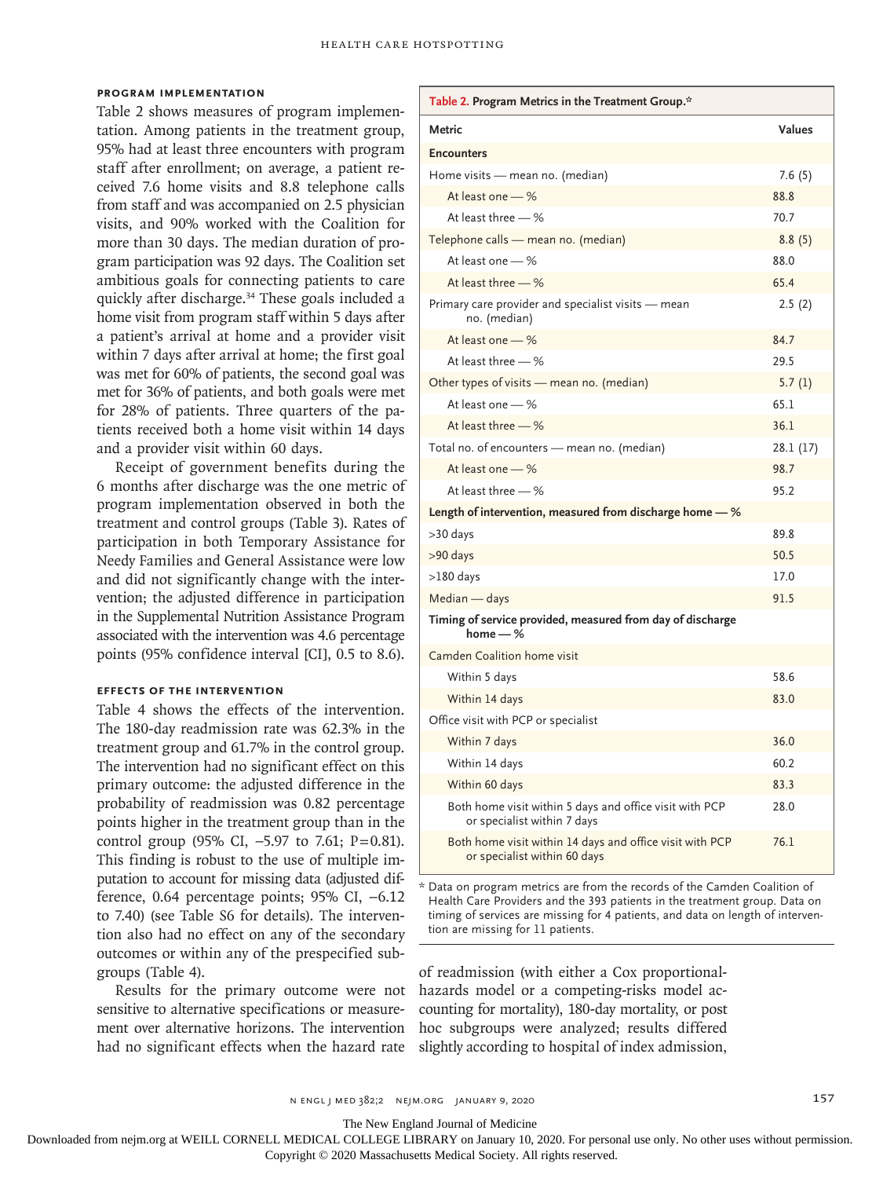### Program Implementation

Table 2 shows measures of program implementation. Among patients in the treatment group, 95% had at least three encounters with program staff after enrollment; on average, a patient received 7.6 home visits and 8.8 telephone calls from staff and was accompanied on 2.5 physician visits, and 90% worked with the Coalition for more than 30 days. The median duration of program participation was 92 days. The Coalition set ambitious goals for connecting patients to care quickly after discharge.[34] These goals included a home visit from program staff within 5 days after a patient's arrival at home and a provider visit within 7 days after arrival at home; the first goal was met for 60% of patients, the second goal was met for 36% of patients, and both goals were met for 28% of patients. Three quarters of the patients received both a home visit within 14 days and a provider visit within 60 days.

Receipt of government benefits during the 6 months after discharge was the one metric of program implementation observed in both the treatment and control groups (Table 3). Rates of participation in both Temporary Assistance for Needy Families and General Assistance were low and did not significantly change with the intervention; the adjusted difference in participation in the Supplemental Nutrition Assistance Program associated with the intervention was 4.6 percentage points (95% confidence interval [CI], 0.5 to 8.6).

### Effects of the Intervention

Table 4 shows the effects of the intervention. The 180-day readmission rate was 62.3% in the treatment group and 61.7% in the control group. The intervention had no significant effect on this primary outcome: the adjusted difference in the probability of readmission was 0.82 percentage points higher in the treatment group than in the control group (95% CI, −5.97 to 7.61; P=0.81). This finding is robust to the use of multiple imputation to account for missing data (adjusted difference, 0.64 percentage points; 95% CI, −6.12 to 7.40) (see Table S6 for details). The intervention also had no effect on any of the secondary outcomes or within any of the prespecified subgroups (Table 4).

Results for the primary outcome were not sensitive to alternative specifications or measurement over alternative horizons. The intervention had no significant effects when the hazard rate of readmission (with either a Cox proportional-hazards model or a competing-risks model accounting for mortality), 180-day mortality, or post hoc subgroups were analyzed; results differed slightly according to hospital of index admission,

**Table 2. Program Metrics in the Treatment Group.***

| Metric | Values |
|---|---|
| **Encounters** | |
| Home visits — mean no. (median) | 7.6 (5) |
| At least one — % | 88.8 |
| At least three — % | 70.7 |
| Telephone calls — mean no. (median) | 8.8 (5) |
| At least one — % | 88.0 |
| At least three — % | 65.4 |
| Primary care provider and specialist visits — mean no. (median) | 2.5 (2) |
| At least one — % | 84.7 |
| At least three — % | 29.5 |
| Other types of visits — mean no. (median) | 5.7 (1) |
| At least one — % | 65.1 |
| At least three — % | 36.1 |
| Total no. of encounters — mean no. (median) | 28.1 (17) |
| At least one — % | 98.7 |
| At least three — % | 95.2 |
| **Length of intervention, measured from discharge home — %** | |
| >30 days | 89.8 |
| >90 days | 50.5 |
| >180 days | 17.0 |
| Median — days | 91.5 |
| **Timing of service provided, measured from day of discharge home — %** | |
| Camden Coalition home visit | |
| Within 5 days | 58.6 |
| Within 14 days | 83.0 |
| Office visit with PCP or specialist | |
| Within 7 days | 36.0 |
| Within 14 days | 60.2 |
| Within 60 days | 83.3 |
| Both home visit within 5 days and office visit with PCP or specialist within 7 days | 28.0 |
| Both home visit within 14 days and office visit with PCP or specialist within 60 days | 76.1 |

\* Data on program metrics are from the records of the Camden Coalition of Health Care Providers and the 393 patients in the treatment group. Data on timing of services are missing for 4 patients, and data on length of intervention are missing for 11 patients.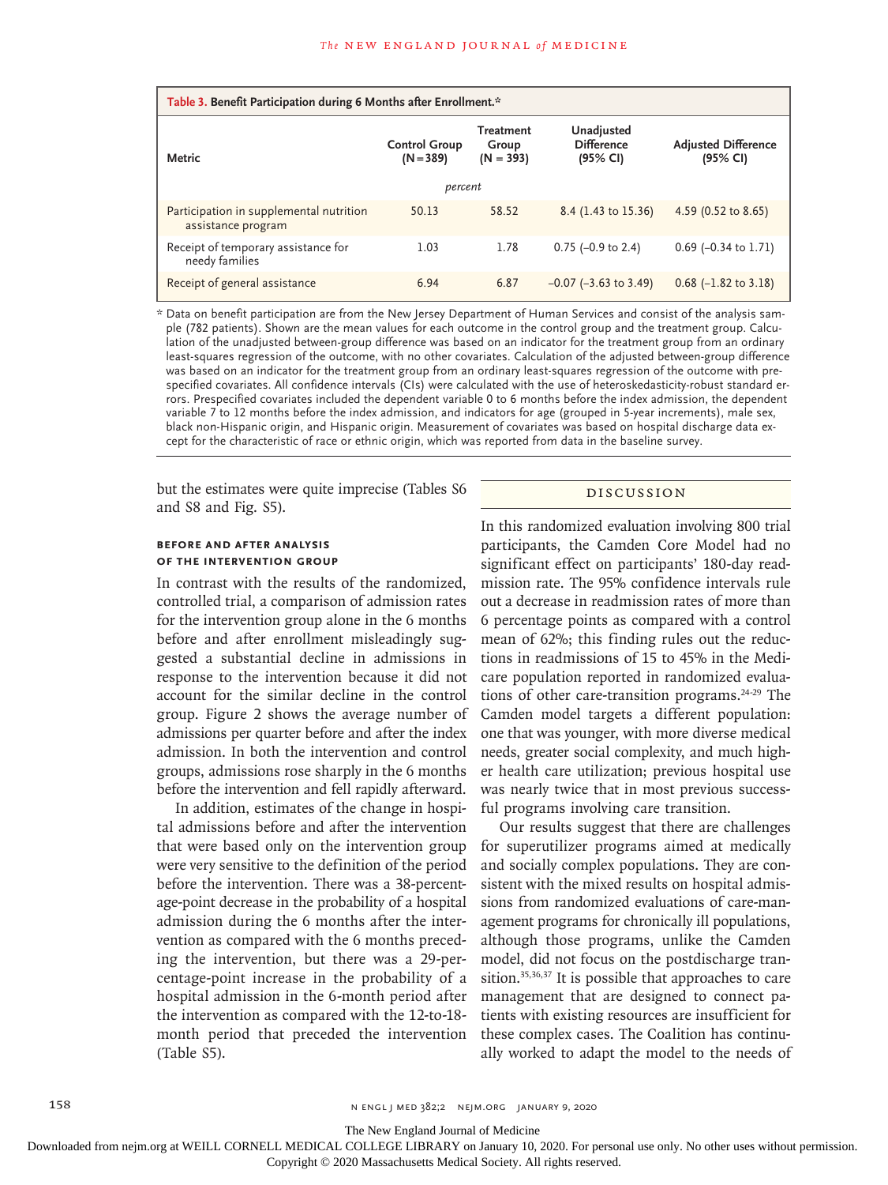**Table 3. Benefit Participation during 6 Months after Enrollment.***

| Metric | Control Group (N=389) | Treatment Group (N = 393) | Unadjusted Difference (95% CI) | Adjusted Difference (95% CI) |
|---|---|---|---|---|
| | *percent* | | | |
| Participation in supplemental nutrition assistance program | 50.13 | 58.52 | 8.4 (1.43 to 15.36) | 4.59 (0.52 to 8.65) |
| Receipt of temporary assistance for needy families | 1.03 | 1.78 | 0.75 (−0.9 to 2.4) | 0.69 (−0.34 to 1.71) |
| Receipt of general assistance | 6.94 | 6.87 | −0.07 (−3.63 to 3.49) | 0.68 (−1.82 to 3.18) |

\* Data on benefit participation are from the New Jersey Department of Human Services and consist of the analysis sample (782 patients). Shown are the mean values for each outcome in the control group and the treatment group. Calculation of the unadjusted between-group difference was based on an indicator for the treatment group from an ordinary least-squares regression of the outcome, with no other covariates. Calculation of the adjusted between-group difference was based on an indicator for the treatment group from an ordinary least-squares regression of the outcome with prespecified covariates. All confidence intervals (CIs) were calculated with the use of heteroskedasticity-robust standard errors. Prespecified covariates included the dependent variable 0 to 6 months before the index admission, the dependent variable 7 to 12 months before the index admission, and indicators for age (grouped in 5-year increments), male sex, black non-Hispanic origin, and Hispanic origin. Measurement of covariates was based on hospital discharge data except for the characteristic of race or ethnic origin, which was reported from data in the baseline survey.

but the estimates were quite imprecise (Tables S6 and S8 and Fig. S5).

### Before and After Analysis of the Intervention Group

In contrast with the results of the randomized, controlled trial, a comparison of admission rates for the intervention group alone in the 6 months before and after enrollment misleadingly suggested a substantial decline in admissions in response to the intervention because it did not account for the similar decline in the control group. Figure 2 shows the average number of admissions per quarter before and after the index admission. In both the intervention and control groups, admissions rose sharply in the 6 months before the intervention and fell rapidly afterward.

In addition, estimates of the change in hospital admissions before and after the intervention that were based only on the intervention group were very sensitive to the definition of the period before the intervention. There was a 38-percentage-point decrease in the probability of a hospital admission during the 6 months after the intervention as compared with the 6 months preceding the intervention, but there was a 29-percentage-point increase in the probability of a hospital admission in the 6-month period after the intervention as compared with the 12-to-18-month period that preceded the intervention (Table S5).

## Discussion

In this randomized evaluation involving 800 trial participants, the Camden Core Model had no significant effect on participants' 180-day readmission rate. The 95% confidence intervals rule out a decrease in readmission rates of more than 6 percentage points as compared with a control mean of 62%; this finding rules out the reductions in readmissions of 15 to 45% in the Medicare population reported in randomized evaluations of other care-transition programs.[24-29] The Camden model targets a different population: one that was younger, with more diverse medical needs, greater social complexity, and much higher health care utilization; previous hospital use was nearly twice that in most previous successful programs involving care transition.

Our results suggest that there are challenges for superutilizer programs aimed at medically and socially complex populations. They are consistent with the mixed results on hospital admissions from randomized evaluations of care-management programs for chronically ill populations, although those programs, unlike the Camden model, did not focus on the postdischarge transition.[35,36,37] It is possible that approaches to care management that are designed to connect patients with existing resources are insufficient for these complex cases. The Coalition has continually worked to adapt the model to the needs of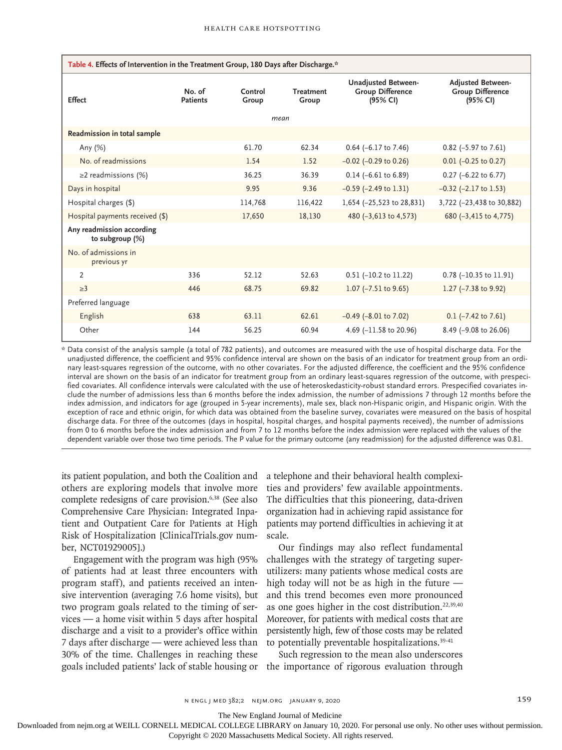**Table 4. Effects of Intervention in the Treatment Group, 180 Days after Discharge.***

| Effect | No. of Patients | Control Group | Treatment Group | Unadjusted Between-Group Difference (95% CI) | Adjusted Between-Group Difference (95% CI) |
|---|---|---|---|---|---|
| | | *mean* | | | |
| **Readmission in total sample** | | | | | |
| Any (%) | | 61.70 | 62.34 | 0.64 (−6.17 to 7.46) | 0.82 (−5.97 to 7.61) |
| No. of readmissions | | 1.54 | 1.52 | −0.02 (−0.29 to 0.26) | 0.01 (−0.25 to 0.27) |
| ≥2 readmissions (%) | | 36.25 | 36.39 | 0.14 (−6.61 to 6.89) | 0.27 (−6.22 to 6.77) |
| Days in hospital | | 9.95 | 9.36 | −0.59 (−2.49 to 1.31) | −0.32 (−2.17 to 1.53) |
| Hospital charges ($) | | 114,768 | 116,422 | 1,654 (−25,523 to 28,831) | 3,722 (−23,438 to 30,882) |
| Hospital payments received ($) | | 17,650 | 18,130 | 480 (−3,613 to 4,573) | 680 (−3,415 to 4,775) |
| **Any readmission according to subgroup (%)** | | | | | |
| No. of admissions in previous yr | | | | | |
| 2 | 336 | 52.12 | 52.63 | 0.51 (−10.2 to 11.22) | 0.78 (−10.35 to 11.91) |
| ≥3 | 446 | 68.75 | 69.82 | 1.07 (−7.51 to 9.65) | 1.27 (−7.38 to 9.92) |
| Preferred language | | | | | |
| English | 638 | 63.11 | 62.61 | −0.49 (−8.01 to 7.02) | 0.1 (−7.42 to 7.61) |
| Other | 144 | 56.25 | 60.94 | 4.69 (−11.58 to 20.96) | 8.49 (−9.08 to 26.06) |

\* Data consist of the analysis sample (a total of 782 patients), and outcomes are measured with the use of hospital discharge data. For the unadjusted difference, the coefficient and 95% confidence interval are shown on the basis of an indicator for treatment group from an ordinary least-squares regression of the outcome, with no other covariates. For the adjusted difference, the coefficient and the 95% confidence interval are shown on the basis of an indicator for treatment group from an ordinary least-squares regression of the outcome, with prespecified covariates. All confidence intervals were calculated with the use of heteroskedasticity-robust standard errors. Prespecified covariates include the number of admissions less than 6 months before the index admission, the number of admissions 7 through 12 months before the index admission, and indicators for age (grouped in 5-year increments), male sex, black non-Hispanic origin, and Hispanic origin. With the exception of race and ethnic origin, for which data was obtained from the baseline survey, covariates were measured on the basis of hospital discharge data. For three of the outcomes (days in hospital, hospital charges, and hospital payments received), the number of admissions from 0 to 6 months before the index admission and from 7 to 12 months before the index admission were replaced with the values of the dependent variable over those two time periods. The P value for the primary outcome (any readmission) for the adjusted difference was 0.81.

its patient population, and both the Coalition and others are exploring models that involve more complete redesigns of care provision.[6,38] (See also Comprehensive Care Physician: Integrated Inpatient and Outpatient Care for Patients at High Risk of Hospitalization [ClinicalTrials.gov number, NCT01929005].)

Engagement with the program was high (95% of patients had at least three encounters with program staff), and patients received an intensive intervention (averaging 7.6 home visits), but two program goals related to the timing of services — a home visit within 5 days after hospital discharge and a visit to a provider's office within 7 days after discharge — were achieved less than 30% of the time. Challenges in reaching these goals included patients' lack of stable housing or a telephone and their behavioral health complexities and providers' few available appointments. The difficulties that this pioneering, data-driven organization had in achieving rapid assistance for patients may portend difficulties in achieving it at scale.

Our findings may also reflect fundamental challenges with the strategy of targeting superutilizers: many patients whose medical costs are high today will not be as high in the future — and this trend becomes even more pronounced as one goes higher in the cost distribution.[22,39,40] Moreover, for patients with medical costs that are persistently high, few of those costs may be related to potentially preventable hospitalizations.[39-41]

Such regression to the mean also underscores the importance of rigorous evaluation through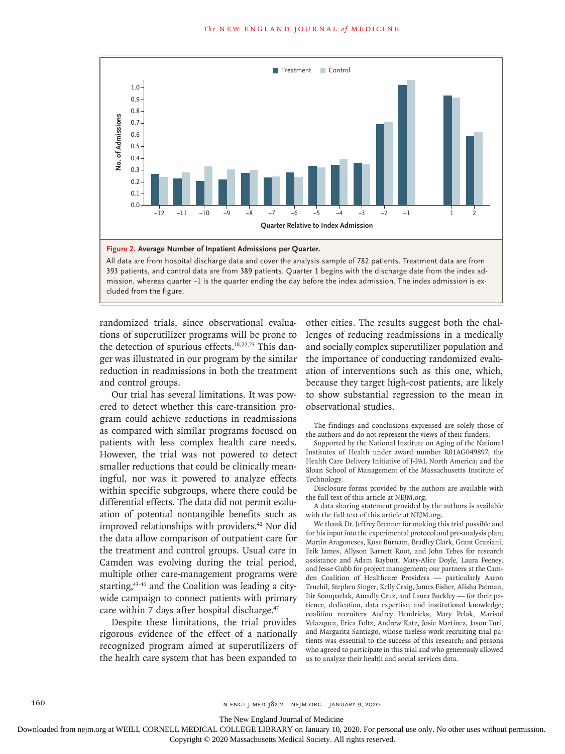Treatment
Control

No. of Admissions

1.0
0.9
0.8
0.7
0.6
0.5
0.4
0.3
0.2
0.1
0.0

−12 −11 −10 −9 −8 −7 −6 −5 −4 −3 −2 −1 1 2

Quarter Relative to Index Admission

**Figure 2. Average Number of Inpatient Admissions per Quarter.**

All data are from hospital discharge data and cover the analysis sample of 782 patients. Treatment data are from 393 patients, and control data are from 389 patients. Quarter 1 begins with the discharge date from the index admission, whereas quarter −1 is the quarter ending the day before the index admission. The index admission is excluded from the figure.

randomized trials, since observational evaluations of superutilizer programs will be prone to the detection of spurious effects.[18,22,23] This danger was illustrated in our program by the similar reduction in readmissions in both the treatment and control groups.

Our trial has several limitations. It was powered to detect whether this care-transition program could achieve reductions in readmissions as compared with similar programs focused on patients with less complex health care needs. However, the trial was not powered to detect smaller reductions that could be clinically meaningful, nor was it powered to analyze effects within specific subgroups, where there could be differential effects. The data did not permit evaluation of potential nontangible benefits such as improved relationships with providers.[42] Nor did the data allow comparison of outpatient care for the treatment and control groups. Usual care in Camden was evolving during the trial period, multiple other care-management programs were starting,[43-46] and the Coalition was leading a citywide campaign to connect patients with primary care within 7 days after hospital discharge.[47]

Despite these limitations, the trial provides rigorous evidence of the effect of a nationally recognized program aimed at superutilizers of the health care system that has been expanded to other cities. The results suggest both the challenges of reducing readmissions in a medically and socially complex superutilizer population and the importance of conducting randomized evaluation of interventions such as this one, which, because they target high-cost patients, are likely to show substantial regression to the mean in observational studies.

The findings and conclusions expressed are solely those of the authors and do not represent the views of their funders.

Supported by the National Institute on Aging of the National Institutes of Health under award number R01AG049897; the Health Care Delivery Initiative of J-PAL North America; and the Sloan School of Management of the Massachusetts Institute of Technology.

Disclosure forms provided by the authors are available with the full text of this article at NEJM.org.

A data sharing statement provided by the authors is available with the full text of this article at NEJM.org.

We thank Dr. Jeffrey Brenner for making this trial possible and for his input into the experimental protocol and pre-analysis plan; Martin Aragoneses, Rose Burnam, Bradley Clark, Grant Graziani, Erik James, Allyson Barnett Root, and John Tebes for research assistance and Adam Baybutt, Mary-Alice Doyle, Laura Feeney, and Jesse Gubb for project management; our partners at the Camden Coalition of Healthcare Providers — particularly Aaron Truchil, Stephen Singer, Kelly Craig, James Fisher, Alisha Patman, Itir Sonuparlak, Amadly Cruz, and Laura Buckley — for their patience, dedication, data expertise, and institutional knowledge; coalition recruiters Audrey Hendricks, Mary Pelak, Marisol Velazquez, Erica Foltz, Andrew Katz, Josie Martinez, Jason Turi, and Margarita Santiago, whose tireless work recruiting trial patients was essential to the success of this research; and persons who agreed to participate in this trial and who generously allowed us to analyze their health and social services data.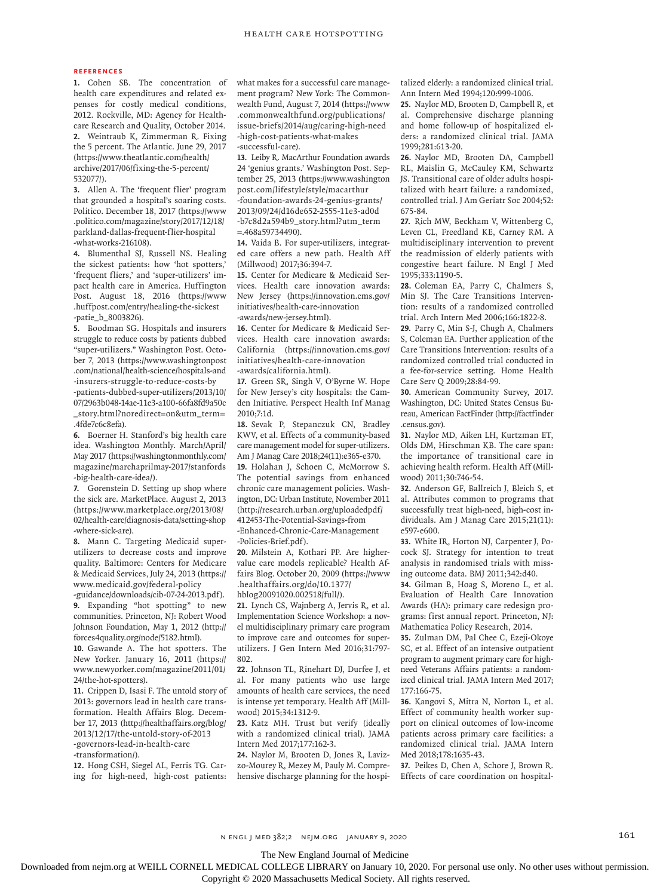## References

1. Cohen SB. The concentration of health care expenditures and related expenses for costly medical conditions, 2012. Rockville, MD: Agency for Healthcare Research and Quality, October 2014.
2. Weintraub K, Zimmerman R. Fixing the 5 percent. The Atlantic. June 29, 2017 (https://www.theatlantic.com/health/archive/2017/06/fixing-the-5-percent/532077/).
3. Allen A. The 'frequent flier' program that grounded a hospital's soaring costs. Politico. December 18, 2017 (https://www.politico.com/magazine/story/2017/12/18/parkland-dallas-frequent-flier-hospital-what-works-216108).
4. Blumenthal SJ, Russell NS. Healing the sickest patients: how 'hot spotters,' 'frequent fliers,' and 'super-utilizers' impact health care in America. Huffington Post. August 18, 2016 (https://www.huffpost.com/entry/healing-the-sickest-patie_b_8003826).
5. Boodman SG. Hospitals and insurers struggle to reduce costs by patients dubbed "super-utilizers." Washington Post. October 7, 2013 (https://www.washingtonpost.com/national/health-science/hospitals-and-insurers-struggle-to-reduce-costs-by-patients-dubbed-super-utilizers/2013/10/07/2963b048-14ae-11e3-a100-66fa8fd9a50c_story.html?noredirect=on&utm_term=.4fde7c6c8efa).
6. Boerner H. Stanford's big health care idea. Washington Monthly. March/April/May 2017 (https://washingtonmonthly.com/magazine/marchaprilmay-2017/stanfords-big-health-care-idea/).
7. Gorenstein D. Setting up shop where the sick are. MarketPlace. August 2, 2013 (https://www.marketplace.org/2013/08/02/health-care/diagnosis-data/setting-shop-where-sick-are).
8. Mann C. Targeting Medicaid super-utilizers to decrease costs and improve quality. Baltimore: Centers for Medicare & Medicaid Services, July 24, 2013 (https://www.medicaid.gov/federal-policy-guidance/downloads/cib-07-24-2013.pdf).
9. Expanding "hot spotting" to new communities. Princeton, NJ: Robert Wood Johnson Foundation, May 1, 2012 (http://forces4quality.org/node/5182.html).
10. Gawande A. The hot spotters. The New Yorker. January 16, 2011 (https://www.newyorker.com/magazine/2011/01/24/the-hot-spotters).
11. Crippen D, Isasi F. The untold story of 2013: governors lead in health care transformation. Health Affairs Blog. December 17, 2013 (http://healthaffairs.org/blog/2013/12/17/the-untold-story-of-2013-governors-lead-in-health-care-transformation/).
12. Hong CSH, Siegel AL, Ferris TG. Caring for high-need, high-cost patients: what makes for a successful care management program? New York: The Commonwealth Fund, August 7, 2014 (https://www.commonwealthfund.org/publications/issue-briefs/2014/aug/caring-high-need-high-cost-patients-what-makes-successful-care).
13. Leiby R. MacArthur Foundation awards 24 'genius grants.' Washington Post. September 25, 2013 (https://www.washingtonpost.com/lifestyle/style/macarthur-foundation-awards-24-genius-grants/2013/09/24/d16de652-2555-11e3-ad0d-b7c8d2a594b9_story.html?utm_term=.468a59734490).
14. Vaida B. For super-utilizers, integrated care offers a new path. Health Aff (Millwood) 2017;36:394-7.
15. Center for Medicare & Medicaid Services. Health care innovation awards: New Jersey (https://innovation.cms.gov/initiatives/health-care-innovation-awards/new-jersey.html).
16. Center for Medicare & Medicaid Services. Health care innovation awards: California (https://innovation.cms.gov/initiatives/health-care-innovation-awards/california.html).
17. Green SR, Singh V, O'Byrne W. Hope for New Jersey's city hospitals: the Camden Initiative. Perspect Health Inf Manag 2010;7:1d.
18. Sevak P, Stepanczuk CN, Bradley KWV, et al. Effects of a community-based care management model for super-utilizers. Am J Manag Care 2018;24(11):e365-e370.
19. Holahan J, Schoen C, McMorrow S. The potential savings from enhanced chronic care management policies. Washington, DC: Urban Institute, November 2011 (http://research.urban.org/uploadedpdf/412453-The-Potential-Savings-from-Enhanced-Chronic-Care-Management-Policies-Brief.pdf).
20. Milstein A, Kothari PP. Are higher-value care models replicable? Health Affairs Blog. October 20, 2009 (https://www.healthaffairs.org/do/10.1377/hblog20091020.002518/full/).
21. Lynch CS, Wajnberg A, Jervis R, et al. Implementation Science Workshop: a novel multidisciplinary primary care program to improve care and outcomes for super-utilizers. J Gen Intern Med 2016;31:797-802.
22. Johnson TL, Rinehart DJ, Durfee J, et al. For many patients who use large amounts of health care services, the need is intense yet temporary. Health Aff (Millwood) 2015;34:1312-9.
23. Katz MH. Trust but verify (ideally with a randomized clinical trial). JAMA Intern Med 2017;177:162-3.
24. Naylor M, Brooten D, Jones R, Lavizzo-Mourey R, Mezey M, Pauly M. Comprehensive discharge planning for the hospitalized elderly: a randomized clinical trial. Ann Intern Med 1994;120:999-1006.
25. Naylor MD, Brooten D, Campbell R, et al. Comprehensive discharge planning and home follow-up of hospitalized elders: a randomized clinical trial. JAMA 1999;281:613-20.
26. Naylor MD, Brooten DA, Campbell RL, Maislin G, McCauley KM, Schwartz JS. Transitional care of older adults hospitalized with heart failure: a randomized, controlled trial. J Am Geriatr Soc 2004;52:675-84.
27. Rich MW, Beckham V, Wittenberg C, Leven CL, Freedland KE, Carney RM. A multidisciplinary intervention to prevent the readmission of elderly patients with congestive heart failure. N Engl J Med 1995;333:1190-5.
28. Coleman EA, Parry C, Chalmers S, Min SJ. The Care Transitions Intervention: results of a randomized controlled trial. Arch Intern Med 2006;166:1822-8.
29. Parry C, Min S-J, Chugh A, Chalmers S, Coleman EA. Further application of the Care Transitions Intervention: results of a randomized controlled trial conducted in a fee-for-service setting. Home Health Care Serv Q 2009;28:84-99.
30. American Community Survey, 2017. Washington, DC: United States Census Bureau, American FactFinder (http://factfinder.census.gov).
31. Naylor MD, Aiken LH, Kurtzman ET, Olds DM, Hirschman KB. The care span: the importance of transitional care in achieving health reform. Health Aff (Millwood) 2011;30:746-54.
32. Anderson GF, Ballreich J, Bleich S, et al. Attributes common to programs that successfully treat high-need, high-cost individuals. Am J Manag Care 2015;21(11):e597-e600.
33. White IR, Horton NJ, Carpenter J, Pocock SJ. Strategy for intention to treat analysis in randomised trials with missing outcome data. BMJ 2011;342:d40.
34. Gilman B, Hoag S, Moreno L, et al. Evaluation of Health Care Innovation Awards (HA): primary care redesign programs: first annual report. Princeton, NJ: Mathematica Policy Research, 2014.
35. Zulman DM, Pal Chee C, Ezeji-Okoye SC, et al. Effect of an intensive outpatient program to augment primary care for high-need Veterans Affairs patients: a randomized clinical trial. JAMA Intern Med 2017;177:166-75.
36. Kangovi S, Mitra N, Norton L, et al. Effect of community health worker support on clinical outcomes of low-income patients across primary care facilities: a randomized clinical trial. JAMA Intern Med 2018;178:1635-43.
37. Peikes D, Chen A, Schore J, Brown R. Effects of care coordination on hospital-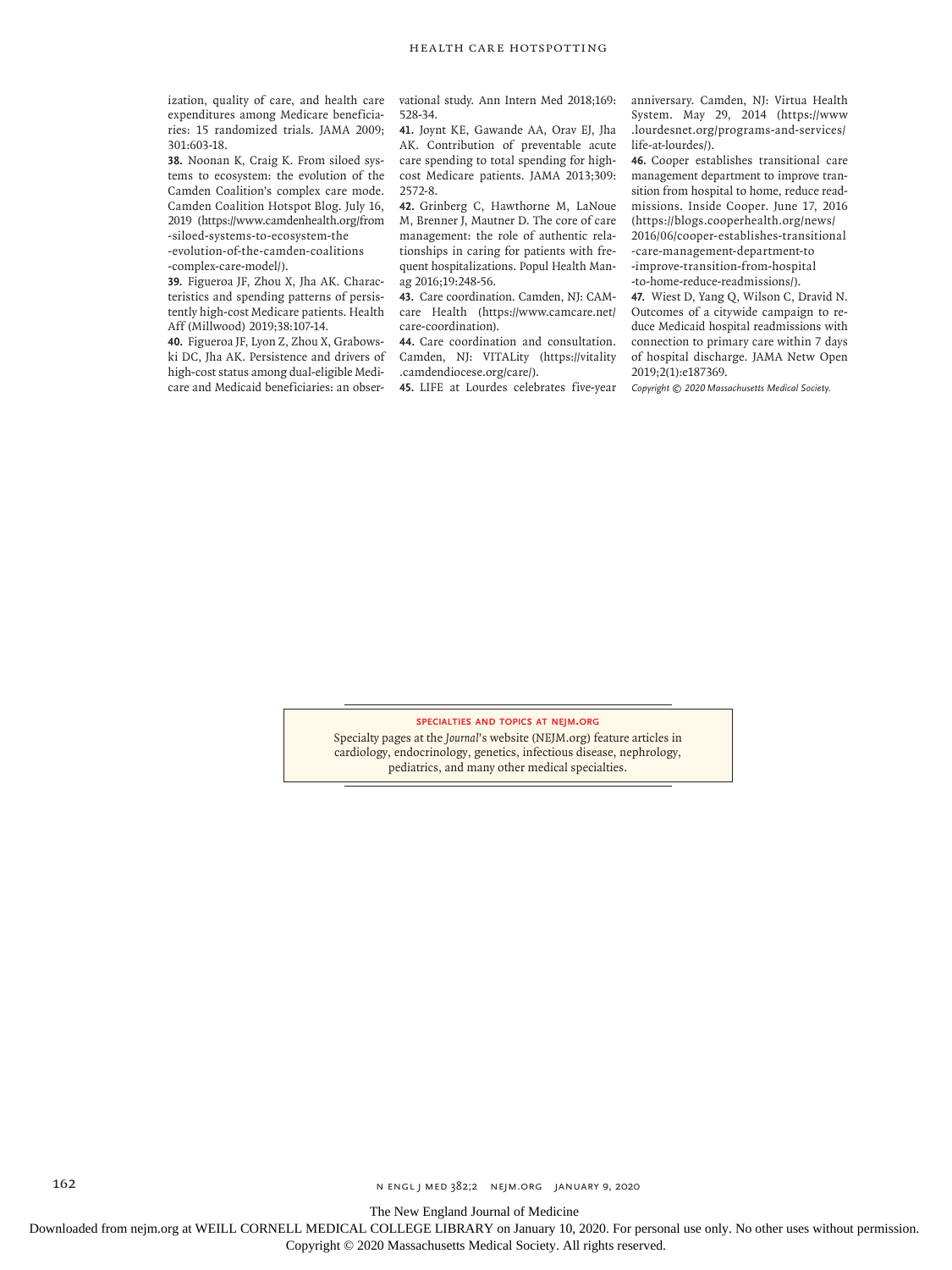ization, quality of care, and health care expenditures among Medicare beneficiaries: 15 randomized trials. JAMA 2009; 301:603-18.

**38.** Noonan K, Craig K. From siloed systems to ecosystem: the evolution of the Camden Coalition's complex care mode. Camden Coalition Hotspot Blog. July 16, 2019 (https://www.camdenhealth.org/from-siloed-systems-to-ecosystem-the-evolution-of-the-camden-coalitions-complex-care-model/).

**39.** Figueroa JF, Zhou X, Jha AK. Characteristics and spending patterns of persistently high-cost Medicare patients. Health Aff (Millwood) 2019;38:107-14.

**40.** Figueroa JF, Lyon Z, Zhou X, Grabowski DC, Jha AK. Persistence and drivers of high-cost status among dual-eligible Medicare and Medicaid beneficiaries: an observational study. Ann Intern Med 2018;169: 528-34.

**41.** Joynt KE, Gawande AA, Orav EJ, Jha AK. Contribution of preventable acute care spending to total spending for high-cost Medicare patients. JAMA 2013;309: 2572-8.

**42.** Grinberg C, Hawthorne M, LaNoue M, Brenner J, Mautner D. The core of care management: the role of authentic relationships in caring for patients with frequent hospitalizations. Popul Health Manag 2016;19:248-56.

**43.** Care coordination. Camden, NJ: CAMcare Health (https://www.camcare.net/care-coordination).

**44.** Care coordination and consultation. Camden, NJ: VITALity (https://vitality.camdendiocese.org/care/).

**45.** LIFE at Lourdes celebrates five-year anniversary. Camden, NJ: Virtua Health System. May 29, 2014 (https://www.lourdesnet.org/programs-and-services/life-at-lourdes/).

**46.** Cooper establishes transitional care management department to improve transition from hospital to home, reduce readmissions. Inside Cooper. June 17, 2016 (https://blogs.cooperhealth.org/news/2016/06/cooper-establishes-transitional-care-management-department-to-improve-transition-from-hospital-to-home-reduce-readmissions/).

**47.** Wiest D, Yang Q, Wilson C, Dravid N. Outcomes of a citywide campaign to reduce Medicaid hospital readmissions with connection to primary care within 7 days of hospital discharge. JAMA Netw Open 2019;2(1):e187369.

*Copyright © 2020 Massachusetts Medical Society.*

SPECIALTIES AND TOPICS AT NEJM.ORG

Specialty pages at the *Journal*'s website (NEJM.org) feature articles in cardiology, endocrinology, genetics, infectious disease, nephrology, pediatrics, and many other medical specialties.